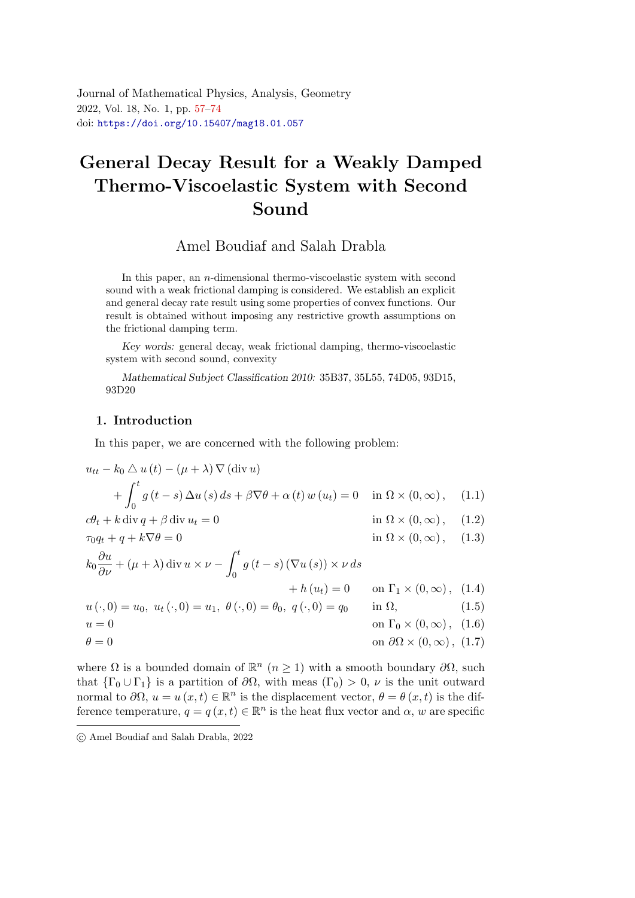Journal of Mathematical Physics, Analysis, Geometry
2022, Vol. 18, No. 1, pp. 57–74
doi: https://doi.org/10.15407/mag18.01.057

# General Decay Result for a Weakly Damped Thermo-Viscoelastic System with Second Sound

Amel Boudiaf and Salah Drabla

In this paper, an $n$-dimensional thermo-viscoelastic system with second sound with a weak frictional damping is considered. We establish an explicit and general decay rate result using some properties of convex functions. Our result is obtained without imposing any restrictive growth assumptions on the frictional damping term.

*Key words:* general decay, weak frictional damping, thermo-viscoelastic system with second sound, convexity

*Mathematical Subject Classification 2010:* 35B37, 35L55, 74D05, 93D15, 93D20

## 1. Introduction

In this paper, we are concerned with the following problem:

$$u_{tt} - k_0 \triangle u(t) - (\mu + \lambda) \nabla (\operatorname{div} u) + \int_0^t g(t-s) \Delta u(s)\, ds + \beta \nabla \theta + \alpha(t) w(u_t) = 0 \quad \text{in } \Omega \times (0, \infty), \tag{1.1}$$

$$c\theta_t + k \operatorname{div} q + \beta \operatorname{div} u_t = 0 \quad \text{in } \Omega \times (0, \infty), \tag{1.2}$$

$$\tau_0 q_t + q + k \nabla \theta = 0 \quad \text{in } \Omega \times (0, \infty), \tag{1.3}$$

$$k_0 \frac{\partial u}{\partial \nu} + (\mu + \lambda) \operatorname{div} u \times \nu - \int_0^t g(t-s)(\nabla u(s)) \times \nu\, ds + h(u_t) = 0 \quad \text{on } \Gamma_1 \times (0, \infty), \tag{1.4}$$

$$u(\cdot, 0) = u_0,\ u_t(\cdot, 0) = u_1,\ \theta(\cdot, 0) = \theta_0,\ q(\cdot, 0) = q_0 \quad \text{in } \Omega, \tag{1.5}$$

$$u = 0 \quad \text{on } \Gamma_0 \times (0, \infty), \tag{1.6}$$

$$\theta = 0 \quad \text{on } \partial\Omega \times (0, \infty), \tag{1.7}$$

where $\Omega$ is a bounded domain of $\mathbb{R}^n$ $(n \geq 1)$ with a smooth boundary $\partial\Omega$, such that $\{\Gamma_0 \cup \Gamma_1\}$ is a partition of $\partial\Omega$, with meas $(\Gamma_0) > 0$, $\nu$ is the unit outward normal to $\partial\Omega$, $u = u(x,t) \in \mathbb{R}^n$ is the displacement vector, $\theta = \theta(x,t)$ is the difference temperature, $q = q(x,t) \in \mathbb{R}^n$ is the heat flux vector and $\alpha$, $w$ are specific

© Amel Boudiaf and Salah Drabla, 2022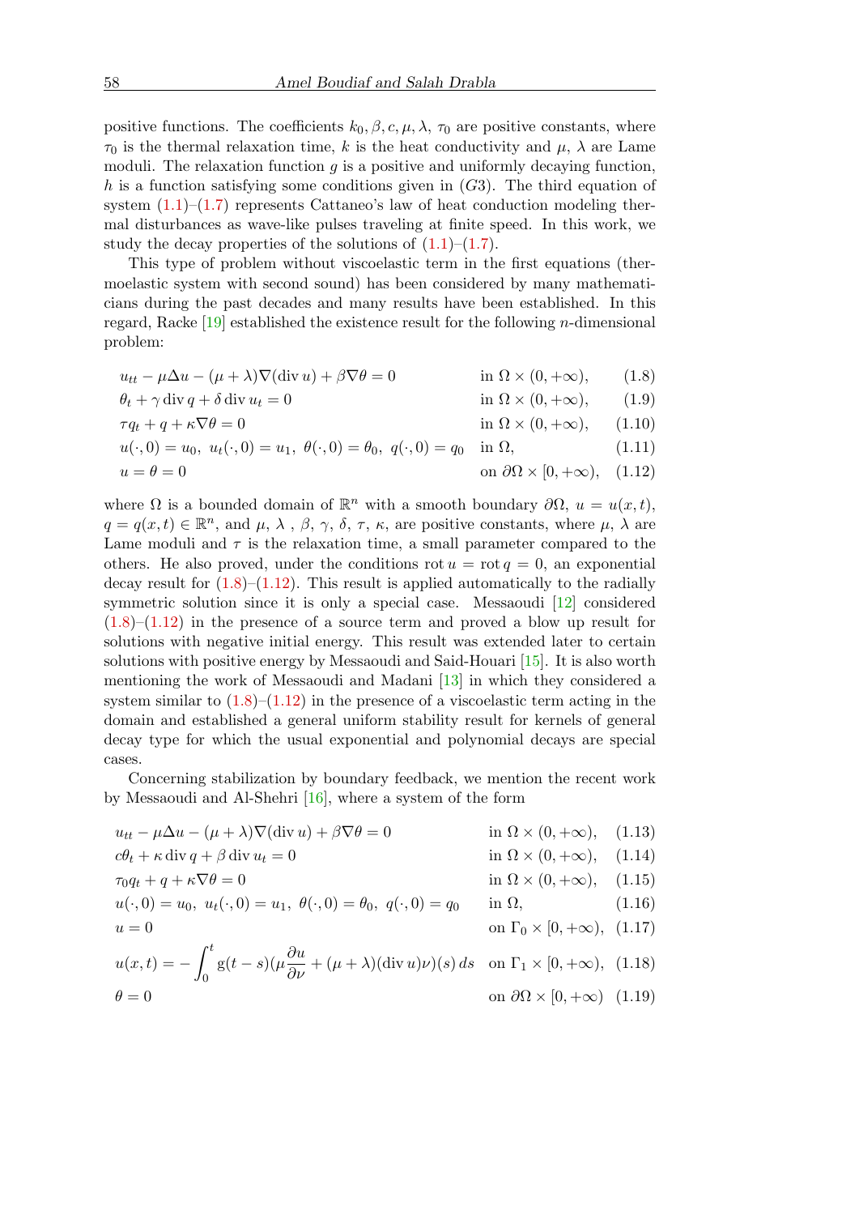positive functions. The coefficients $k_0, \beta, c, \mu, \lambda,\ \tau_0$ are positive constants, where $\tau_0$ is the thermal relaxation time, $k$ is the heat conductivity and $\mu,\ \lambda$ are Lame moduli. The relaxation function $g$ is a positive and uniformly decaying function, $h$ is a function satisfying some conditions given in $(G3)$. The third equation of system (1.1)–(1.7) represents Cattaneo's law of heat conduction modeling thermal disturbances as wave-like pulses traveling at finite speed. In this work, we study the decay properties of the solutions of (1.1)–(1.7).

This type of problem without viscoelastic term in the first equations (thermoelastic system with second sound) has been considered by many mathematicians during the past decades and many results have been established. In this regard, Racke [19] established the existence result for the following $n$-dimensional problem:

$$
\begin{aligned}
&u_{tt} - \mu\Delta u - (\mu+\lambda)\nabla(\operatorname{div} u) + \beta\nabla\theta = 0 && \text{in } \Omega\times(0,+\infty), && (1.8)\\
&\theta_t + \gamma \operatorname{div} q + \delta \operatorname{div} u_t = 0 && \text{in } \Omega\times(0,+\infty), && (1.9)\\
&\tau q_t + q + \kappa\nabla\theta = 0 && \text{in } \Omega\times(0,+\infty), && (1.10)\\
&u(\cdot,0)=u_0,\ u_t(\cdot,0)=u_1,\ \theta(\cdot,0)=\theta_0,\ q(\cdot,0)=q_0 && \text{in } \Omega, && (1.11)\\
&u=\theta=0 && \text{on } \partial\Omega\times[0,+\infty), && (1.12)
\end{aligned}
$$

where $\Omega$ is a bounded domain of $\mathbb{R}^n$ with a smooth boundary $\partial\Omega$, $u = u(x,t)$, $q = q(x,t) \in \mathbb{R}^n$, and $\mu,\ \lambda\ ,\ \beta,\ \gamma,\ \delta,\ \tau,\ \kappa$, are positive constants, where $\mu,\ \lambda$ are Lame moduli and $\tau$ is the relaxation time, a small parameter compared to the others. He also proved, under the conditions $\operatorname{rot} u = \operatorname{rot} q = 0$, an exponential decay result for (1.8)–(1.12). This result is applied automatically to the radially symmetric solution since it is only a special case. Messaoudi [12] considered (1.8)–(1.12) in the presence of a source term and proved a blow up result for solutions with negative initial energy. This result was extended later to certain solutions with positive energy by Messaoudi and Said-Houari [15]. It is also worth mentioning the work of Messaoudi and Madani [13] in which they considered a system similar to (1.8)–(1.12) in the presence of a viscoelastic term acting in the domain and established a general uniform stability result for kernels of general decay type for which the usual exponential and polynomial decays are special cases.

Concerning stabilization by boundary feedback, we mention the recent work by Messaoudi and Al-Shehri [16], where a system of the form

$$
\begin{aligned}
&u_{tt} - \mu\Delta u - (\mu+\lambda)\nabla(\operatorname{div} u) + \beta\nabla\theta = 0 && \text{in } \Omega\times(0,+\infty), && (1.13)\\
&c\theta_t + \kappa \operatorname{div} q + \beta \operatorname{div} u_t = 0 && \text{in } \Omega\times(0,+\infty), && (1.14)\\
&\tau_0 q_t + q + \kappa\nabla\theta = 0 && \text{in } \Omega\times(0,+\infty), && (1.15)\\
&u(\cdot,0)=u_0,\ u_t(\cdot,0)=u_1,\ \theta(\cdot,0)=\theta_0,\ q(\cdot,0)=q_0 && \text{in } \Omega, && (1.16)\\
&u=0 && \text{on } \Gamma_0\times[0,+\infty), && (1.17)\\
&u(x,t) = -\int_0^t \mathrm{g}(t-s)\Big(\mu\frac{\partial u}{\partial\nu} + (\mu+\lambda)(\operatorname{div} u)\nu\Big)(s)\,ds && \text{on } \Gamma_1\times[0,+\infty), && (1.18)\\
&\theta = 0 && \text{on } \partial\Omega\times[0,+\infty) && (1.19)
\end{aligned}
$$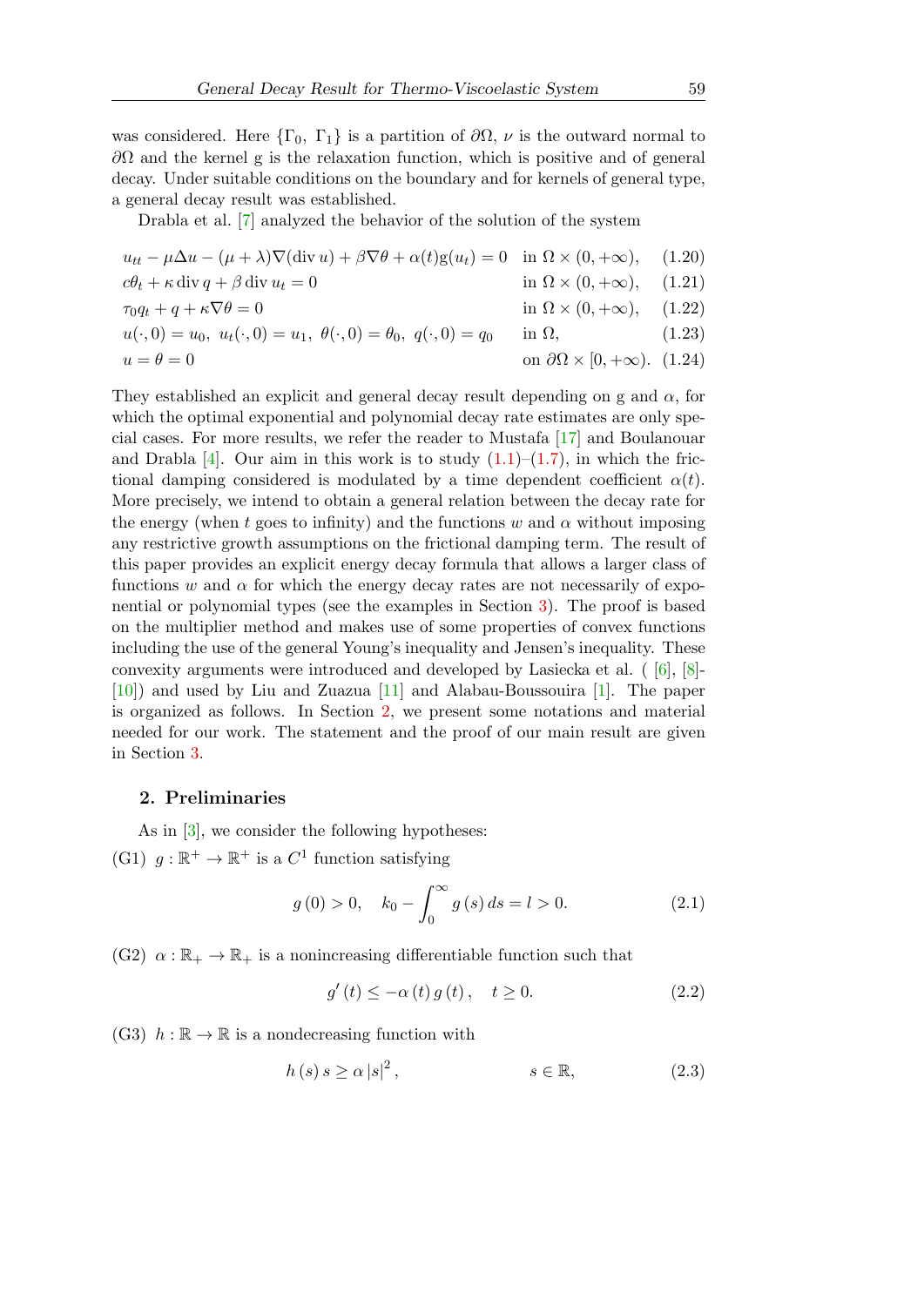was considered. Here $\{\Gamma_0,\ \Gamma_1\}$ is a partition of $\partial\Omega$, $\nu$ is the outward normal to $\partial\Omega$ and the kernel g is the relaxation function, which is positive and of general decay. Under suitable conditions on the boundary and for kernels of general type, a general decay result was established.

Drabla et al. [7] analyzed the behavior of the solution of the system

$$
\begin{aligned}
&u_{tt} - \mu\Delta u - (\mu+\lambda)\nabla(\operatorname{div} u) + \beta\nabla\theta + \alpha(t)\mathrm{g}(u_t) = 0 && \text{in } \Omega\times(0,+\infty), && (1.20)\\
&c\theta_t + \kappa \operatorname{div} q + \beta \operatorname{div} u_t = 0 && \text{in } \Omega\times(0,+\infty), && (1.21)\\
&\tau_0 q_t + q + \kappa\nabla\theta = 0 && \text{in } \Omega\times(0,+\infty), && (1.22)\\
&u(\cdot,0) = u_0,\ u_t(\cdot,0) = u_1,\ \theta(\cdot,0) = \theta_0,\ q(\cdot,0) = q_0 && \text{in } \Omega, && (1.23)\\
&u = \theta = 0 && \text{on } \partial\Omega\times[0,+\infty). && (1.24)
\end{aligned}
$$

They established an explicit and general decay result depending on g and $\alpha$, for which the optimal exponential and polynomial decay rate estimates are only special cases. For more results, we refer the reader to Mustafa [17] and Boulanouar and Drabla [4]. Our aim in this work is to study (1.1)–(1.7), in which the frictional damping considered is modulated by a time dependent coefficient $\alpha(t)$. More precisely, we intend to obtain a general relation between the decay rate for the energy (when $t$ goes to infinity) and the functions $w$ and $\alpha$ without imposing any restrictive growth assumptions on the frictional damping term. The result of this paper provides an explicit energy decay formula that allows a larger class of functions $w$ and $\alpha$ for which the energy decay rates are not necessarily of exponential or polynomial types (see the examples in Section 3). The proof is based on the multiplier method and makes use of some properties of convex functions including the use of the general Young's inequality and Jensen's inequality. These convexity arguments were introduced and developed by Lasiecka et al. ( [6], [8]-[10]) and used by Liu and Zuazua [11] and Alabau-Boussouira [1]. The paper is organized as follows. In Section 2, we present some notations and material needed for our work. The statement and the proof of our main result are given in Section 3.

## 2. Preliminaries

As in [3], we consider the following hypotheses:

(G1) $g:\mathbb{R}^+\to\mathbb{R}^+$ is a $C^1$ function satisfying

$$
g(0) > 0, \quad k_0 - \int_0^\infty g(s)\,ds = l > 0. \qquad (2.1)
$$

(G2) $\alpha:\mathbb{R}_+\to\mathbb{R}_+$ is a nonincreasing differentiable function such that

$$
g'(t) \le -\alpha(t)\, g(t), \quad t\ge 0. \qquad (2.2)
$$

(G3) $h:\mathbb{R}\to\mathbb{R}$ is a nondecreasing function with

$$
h(s)\, s \ge \alpha\, |s|^2, \qquad\qquad s\in\mathbb{R}, \qquad (2.3)
$$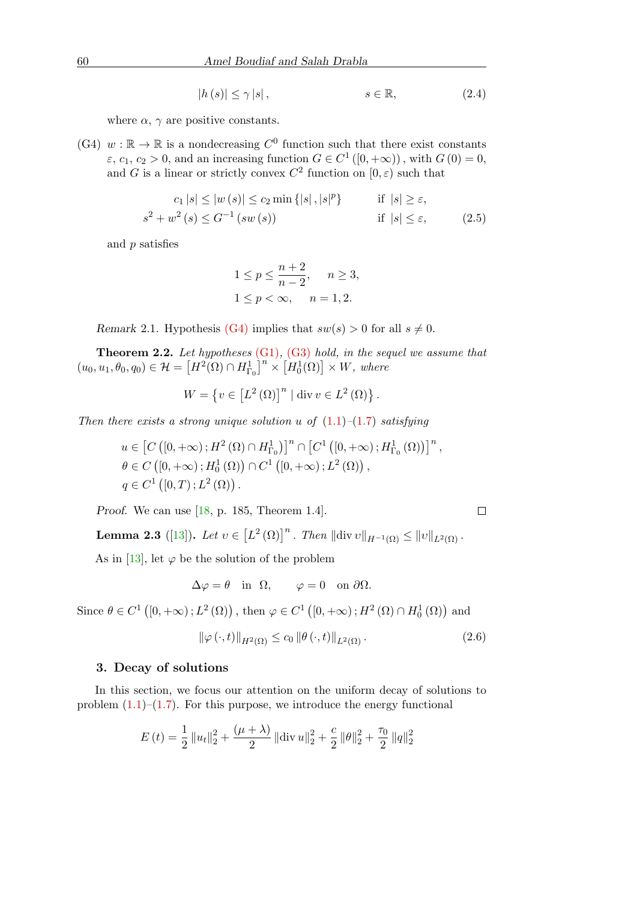$$|h(s)| \leq \gamma |s|, \qquad\qquad s \in \mathbb{R}, \tag{2.4}$$

where $\alpha$, $\gamma$ are positive constants.

(G4) $w : \mathbb{R} \to \mathbb{R}$ is a nondecreasing $C^0$ function such that there exist constants $\varepsilon$, $c_1$, $c_2 > 0$, and an increasing function $G \in C^1([0, +\infty))$, with $G(0) = 0$, and $G$ is a linear or strictly convex $C^2$ function on $[0, \varepsilon)$ such that

$$\begin{aligned} c_1 |s| \leq |w(s)| \leq c_2 \min\{|s|, |s|^p\} \qquad & \text{if } |s| \geq \varepsilon, \\ s^2 + w^2(s) \leq G^{-1}(sw(s)) \qquad & \text{if } |s| \leq \varepsilon, \end{aligned} \tag{2.5}$$

and $p$ satisfies

$$\begin{aligned} &1 \leq p \leq \frac{n+2}{n-2}, \quad n \geq 3, \\ &1 \leq p < \infty, \quad n = 1, 2. \end{aligned}$$

*Remark* 2.1. Hypothesis (G4) implies that $sw(s) > 0$ for all $s \neq 0$.

**Theorem 2.2.** *Let hypotheses (G1), (G3) hold, in the sequel we assume that* $(u_0, u_1, \theta_0, q_0) \in \mathcal{H} = \left[H^2(\Omega) \cap H^1_{\Gamma_0}\right]^n \times \left[H^1_0(\Omega)\right] \times W$, *where*

$$W = \left\{ v \in \left[L^2(\Omega)\right]^n \mid \operatorname{div} v \in L^2(\Omega) \right\}.$$

*Then there exists a strong unique solution $u$ of (1.1)–(1.7) satisfying*

$$\begin{aligned} &u \in \left[C\left([0, +\infty); H^2(\Omega) \cap H^1_{\Gamma_0}\right)\right]^n \cap \left[C^1\left([0, +\infty); H^1_{\Gamma_0}(\Omega)\right)\right]^n, \\ &\theta \in C\left([0, +\infty); H^1_0(\Omega)\right) \cap C^1\left([0, +\infty); L^2(\Omega)\right), \\ &q \in C^1\left([0, T); L^2(\Omega)\right). \end{aligned}$$

*Proof.* We can use [18, p. 185, Theorem 1.4]. □

**Lemma 2.3** ([13]). *Let $v \in \left[L^2(\Omega)\right]^n$. Then* $\|\operatorname{div} v\|_{H^{-1}(\Omega)} \leq \|v\|_{L^2(\Omega)}$.

As in [13], let $\varphi$ be the solution of the problem

$$\Delta \varphi = \theta \quad \text{in} \quad \Omega, \qquad \varphi = 0 \quad \text{on } \partial\Omega.$$

Since $\theta \in C^1\left([0, +\infty); L^2(\Omega)\right)$, then $\varphi \in C^1\left([0, +\infty); H^2(\Omega) \cap H^1_0(\Omega)\right)$ and

$$\|\varphi(\cdot, t)\|_{H^2(\Omega)} \leq c_0 \|\theta(\cdot, t)\|_{L^2(\Omega)}. \tag{2.6}$$

## 3. Decay of solutions

In this section, we focus our attention on the uniform decay of solutions to problem (1.1)–(1.7). For this purpose, we introduce the energy functional

$$E(t) = \frac{1}{2}\|u_t\|_2^2 + \frac{(\mu + \lambda)}{2}\|\operatorname{div} u\|_2^2 + \frac{c}{2}\|\theta\|_2^2 + \frac{\tau_0}{2}\|q\|_2^2$$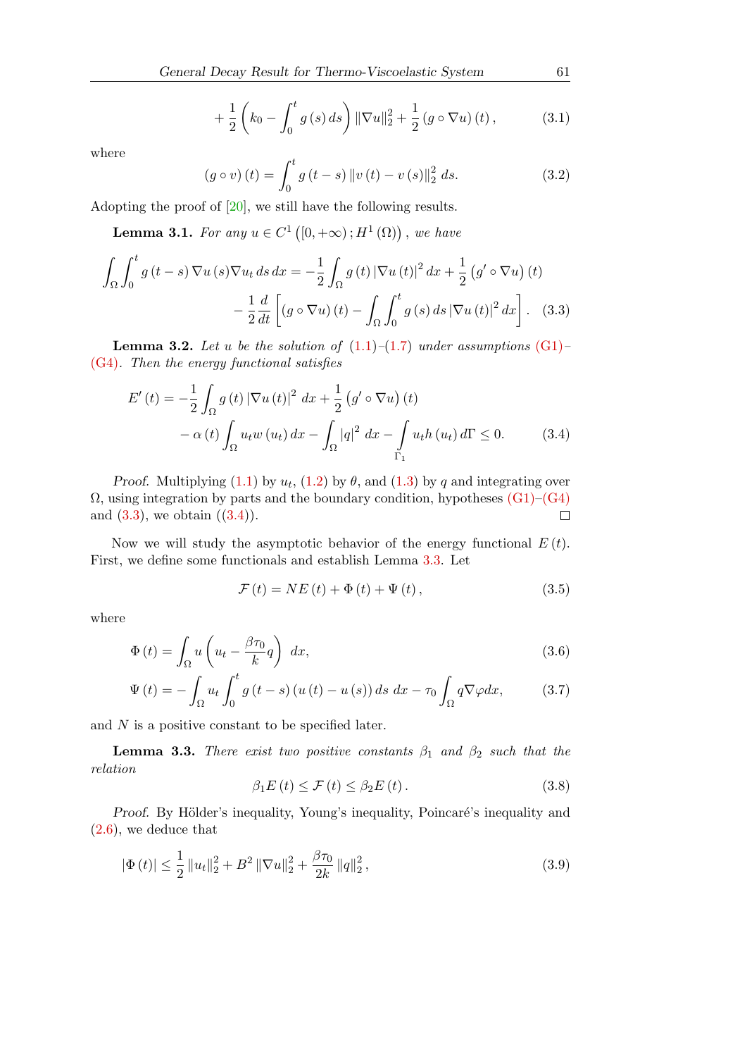$$+\frac{1}{2}\left(k_0-\int_0^t g(s)\,ds\right)\|\nabla u\|_2^2+\frac{1}{2}(g\circ\nabla u)(t), \tag{3.1}$$

where

$$(g\circ v)(t)=\int_0^t g(t-s)\|v(t)-v(s)\|_2^2\,ds. \tag{3.2}$$

Adopting the proof of [20], we still have the following results.

**Lemma 3.1.** *For any $u\in C^1\left([0,+\infty);H^1(\Omega)\right)$, we have*

$$\int_\Omega\int_0^t g(t-s)\nabla u(s)\nabla u_t\,ds\,dx=-\frac{1}{2}\int_\Omega g(t)|\nabla u(t)|^2\,dx+\frac{1}{2}\left(g'\circ\nabla u\right)(t)$$
$$-\frac{1}{2}\frac{d}{dt}\left[(g\circ\nabla u)(t)-\int_\Omega\int_0^t g(s)\,ds\,|\nabla u(t)|^2\,dx\right]. \tag{3.3}$$

**Lemma 3.2.** *Let $u$ be the solution of (1.1)–(1.7) under assumptions (G1)–(G4). Then the energy functional satisfies*

$$E'(t)=-\frac{1}{2}\int_\Omega g(t)|\nabla u(t)|^2\,dx+\frac{1}{2}\left(g'\circ\nabla u\right)(t)$$
$$-\alpha(t)\int_\Omega u_t w(u_t)\,dx-\int_\Omega|q|^2\,dx-\int_{\Gamma_1}u_t h(u_t)\,d\Gamma\le 0. \tag{3.4}$$

*Proof.* Multiplying (1.1) by $u_t$, (1.2) by $\theta$, and (1.3) by $q$ and integrating over $\Omega$, using integration by parts and the boundary condition, hypotheses (G1)–(G4) and (3.3), we obtain ((3.4)). □

Now we will study the asymptotic behavior of the energy functional $E(t)$. First, we define some functionals and establish Lemma 3.3. Let

$$\mathcal{F}(t)=NE(t)+\Phi(t)+\Psi(t), \tag{3.5}$$

where

$$\Phi(t)=\int_\Omega u\left(u_t-\frac{\beta\tau_0}{k}q\right)\,dx, \tag{3.6}$$

$$\Psi(t)=-\int_\Omega u_t\int_0^t g(t-s)(u(t)-u(s))\,ds\,dx-\tau_0\int_\Omega q\nabla\varphi dx, \tag{3.7}$$

and $N$ is a positive constant to be specified later.

**Lemma 3.3.** *There exist two positive constants $\beta_1$ and $\beta_2$ such that the relation*

$$\beta_1 E(t)\le\mathcal{F}(t)\le\beta_2 E(t). \tag{3.8}$$

*Proof.* By Hölder's inequality, Young's inequality, Poincaré's inequality and (2.6), we deduce that

$$|\Phi(t)|\le\frac{1}{2}\|u_t\|_2^2+B^2\|\nabla u\|_2^2+\frac{\beta\tau_0}{2k}\|q\|_2^2, \tag{3.9}$$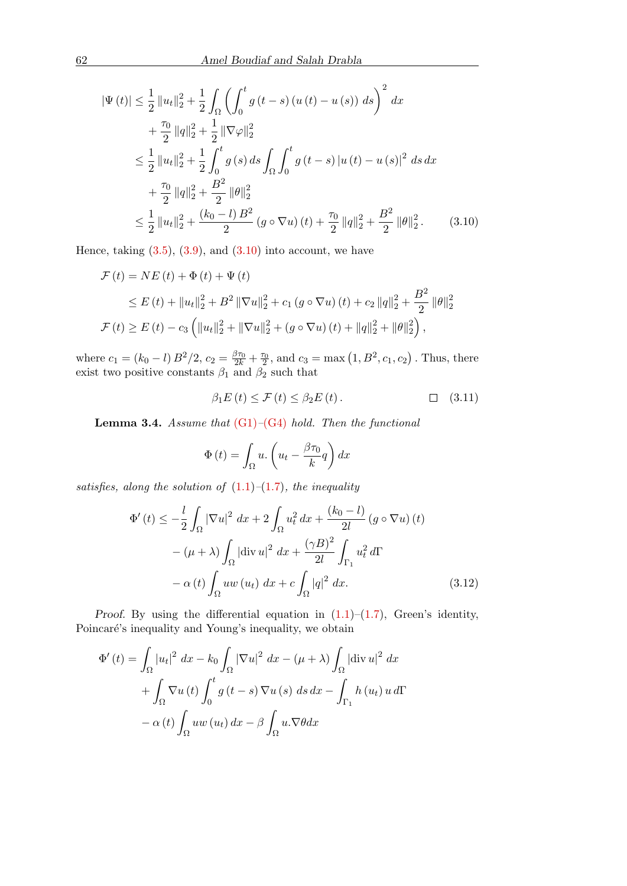$$
\begin{aligned}
|\Psi(t)| &\leq \frac{1}{2}\|u_t\|_2^2 + \frac{1}{2}\int_\Omega \left(\int_0^t g(t-s)\,(u(t)-u(s))\,ds\right)^2 dx \\
&\quad + \frac{\tau_0}{2}\|q\|_2^2 + \frac{1}{2}\|\nabla\varphi\|_2^2 \\
&\leq \frac{1}{2}\|u_t\|_2^2 + \frac{1}{2}\int_0^t g(s)\,ds \int_\Omega\int_0^t g(t-s)\,|u(t)-u(s)|^2\,ds\,dx \\
&\quad + \frac{\tau_0}{2}\|q\|_2^2 + \frac{B^2}{2}\|\theta\|_2^2 \\
&\leq \frac{1}{2}\|u_t\|_2^2 + \frac{(k_0-l)\,B^2}{2}(g\circ\nabla u)(t) + \frac{\tau_0}{2}\|q\|_2^2 + \frac{B^2}{2}\|\theta\|_2^2. \qquad (3.10)
\end{aligned}
$$

Hence, taking (3.5), (3.9), and (3.10) into account, we have

$$
\begin{aligned}
\mathcal{F}(t) &= NE(t) + \Phi(t) + \Psi(t) \\
&\leq E(t) + \|u_t\|_2^2 + B^2\|\nabla u\|_2^2 + c_1(g\circ\nabla u)(t) + c_2\|q\|_2^2 + \frac{B^2}{2}\|\theta\|_2^2 \\
\mathcal{F}(t) &\geq E(t) - c_3\left(\|u_t\|_2^2 + \|\nabla u\|_2^2 + (g\circ\nabla u)(t) + \|q\|_2^2 + \|\theta\|_2^2\right),
\end{aligned}
$$

where $c_1 = (k_0-l)\,B^2/2$, $c_2 = \frac{\beta\tau_0}{2k} + \frac{\tau_0}{2}$, and $c_3 = \max\left(1, B^2, c_1, c_2\right)$. Thus, there exist two positive constants $\beta_1$ and $\beta_2$ such that

$$
\beta_1 E(t) \leq \mathcal{F}(t) \leq \beta_2 E(t). \qquad \square \quad (3.11)
$$

**Lemma 3.4.** *Assume that (G1)–(G4) hold. Then the functional*

$$
\Phi(t) = \int_\Omega u.\left(u_t - \frac{\beta\tau_0}{k}q\right)dx
$$

*satisfies, along the solution of (1.1)–(1.7), the inequality*

$$
\begin{aligned}
\Phi'(t) &\leq -\frac{l}{2}\int_\Omega |\nabla u|^2\,dx + 2\int_\Omega u_t^2\,dx + \frac{(k_0-l)}{2l}(g\circ\nabla u)(t) \\
&\quad - (\mu+\lambda)\int_\Omega |\operatorname{div} u|^2\,dx + \frac{(\gamma B)^2}{2l}\int_{\Gamma_1} u_t^2\,d\Gamma \\
&\quad - \alpha(t)\int_\Omega u w(u_t)\,dx + c\int_\Omega |q|^2\,dx. \qquad (3.12)
\end{aligned}
$$

*Proof.* By using the differential equation in (1.1)–(1.7), Green's identity, Poincaré's inequality and Young's inequality, we obtain

$$
\begin{aligned}
\Phi'(t) &= \int_\Omega |u_t|^2\,dx - k_0\int_\Omega |\nabla u|^2\,dx - (\mu+\lambda)\int_\Omega |\operatorname{div} u|^2\,dx \\
&\quad + \int_\Omega \nabla u(t)\int_0^t g(t-s)\,\nabla u(s)\,ds\,dx - \int_{\Gamma_1} h(u_t)\,u\,d\Gamma \\
&\quad - \alpha(t)\int_\Omega u w(u_t)\,dx - \beta\int_\Omega u.\nabla\theta dx
\end{aligned}
$$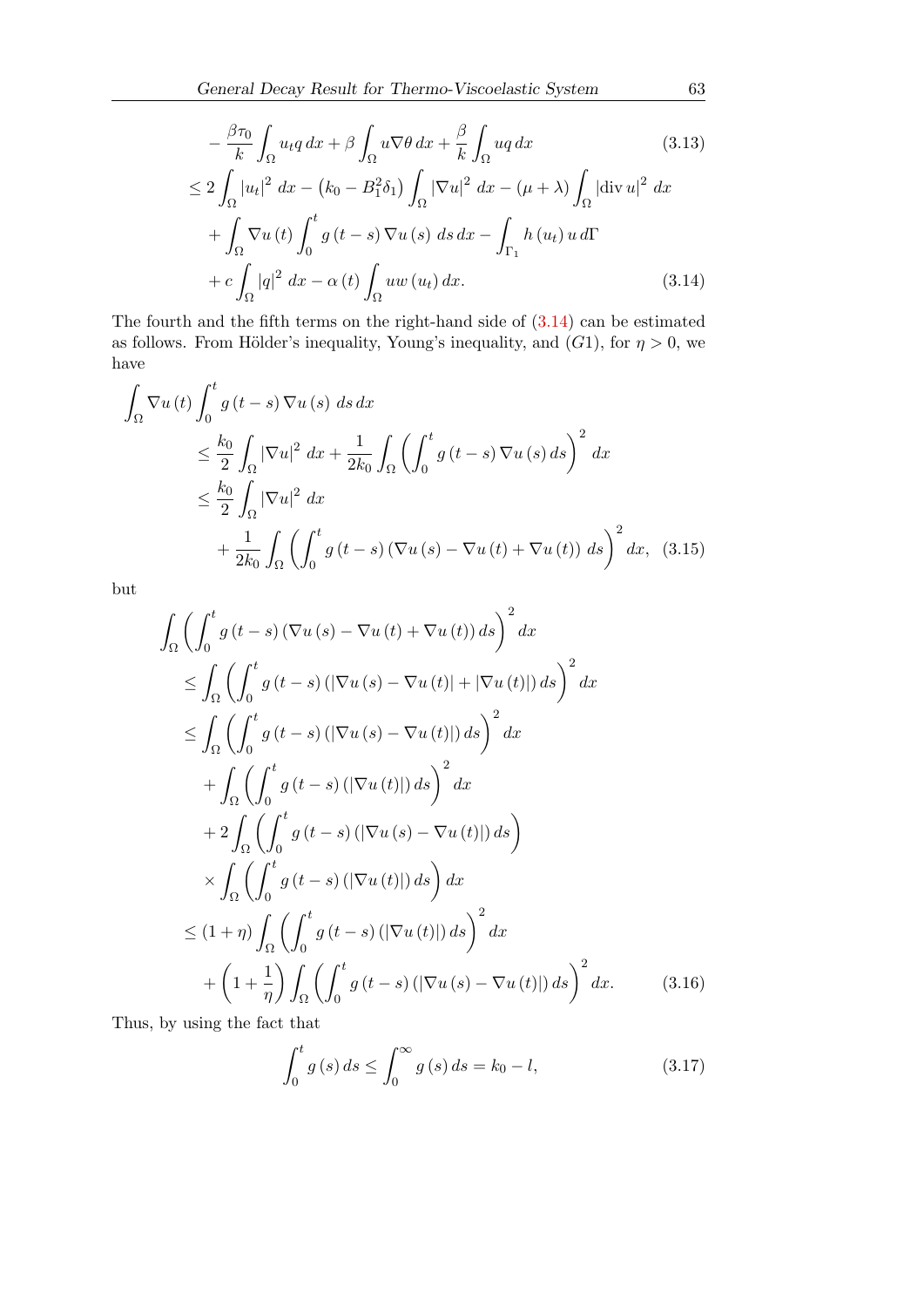$$
\begin{aligned}
&-\frac{\beta\tau_0}{k}\int_\Omega u_t q\,dx+\beta\int_\Omega u\nabla\theta\,dx+\frac{\beta}{k}\int_\Omega uq\,dx && (3.13)\\
&\le 2\int_\Omega |u_t|^2\,dx-\left(k_0-B_1^2\delta_1\right)\int_\Omega |\nabla u|^2\,dx-(\mu+\lambda)\int_\Omega |\operatorname{div} u|^2\,dx\\
&\quad+\int_\Omega \nabla u(t)\int_0^t g(t-s)\nabla u(s)\,ds\,dx-\int_{\Gamma_1} h(u_t)\,u\,d\Gamma\\
&\quad+c\int_\Omega |q|^2\,dx-\alpha(t)\int_\Omega uw(u_t)\,dx. && (3.14)
\end{aligned}
$$

The fourth and the fifth terms on the right-hand side of (3.14) can be estimated as follows. From Hölder's inequality, Young's inequality, and $(G1)$, for $\eta>0$, we have

$$
\begin{aligned}
&\int_\Omega \nabla u(t)\int_0^t g(t-s)\nabla u(s)\,ds\,dx\\
&\qquad\le \frac{k_0}{2}\int_\Omega |\nabla u|^2\,dx+\frac{1}{2k_0}\int_\Omega\left(\int_0^t g(t-s)\nabla u(s)\,ds\right)^2 dx\\
&\qquad\le \frac{k_0}{2}\int_\Omega |\nabla u|^2\,dx\\
&\qquad\quad+\frac{1}{2k_0}\int_\Omega\left(\int_0^t g(t-s)\left(\nabla u(s)-\nabla u(t)+\nabla u(t)\right)\,ds\right)^2 dx, && (3.15)
\end{aligned}
$$

but

$$
\begin{aligned}
&\int_\Omega\left(\int_0^t g(t-s)\left(\nabla u(s)-\nabla u(t)+\nabla u(t)\right)ds\right)^2 dx\\
&\qquad\le \int_\Omega\left(\int_0^t g(t-s)\left(|\nabla u(s)-\nabla u(t)|+|\nabla u(t)|\right)ds\right)^2 dx\\
&\qquad\le \int_\Omega\left(\int_0^t g(t-s)\left(|\nabla u(s)-\nabla u(t)|\right)ds\right)^2 dx\\
&\qquad\quad+\int_\Omega\left(\int_0^t g(t-s)\left(|\nabla u(t)|\right)ds\right)^2 dx\\
&\qquad\quad+2\int_\Omega\left(\int_0^t g(t-s)\left(|\nabla u(s)-\nabla u(t)|\right)ds\right)\\
&\qquad\quad\times\int_\Omega\left(\int_0^t g(t-s)\left(|\nabla u(t)|\right)ds\right)dx\\
&\qquad\le (1+\eta)\int_\Omega\left(\int_0^t g(t-s)\left(|\nabla u(t)|\right)ds\right)^2 dx\\
&\qquad\quad+\left(1+\frac{1}{\eta}\right)\int_\Omega\left(\int_0^t g(t-s)\left(|\nabla u(s)-\nabla u(t)|\right)ds\right)^2 dx. && (3.16)
\end{aligned}
$$

Thus, by using the fact that

$$
\int_0^t g(s)\,ds\le\int_0^\infty g(s)\,ds=k_0-l, \tag{3.17}
$$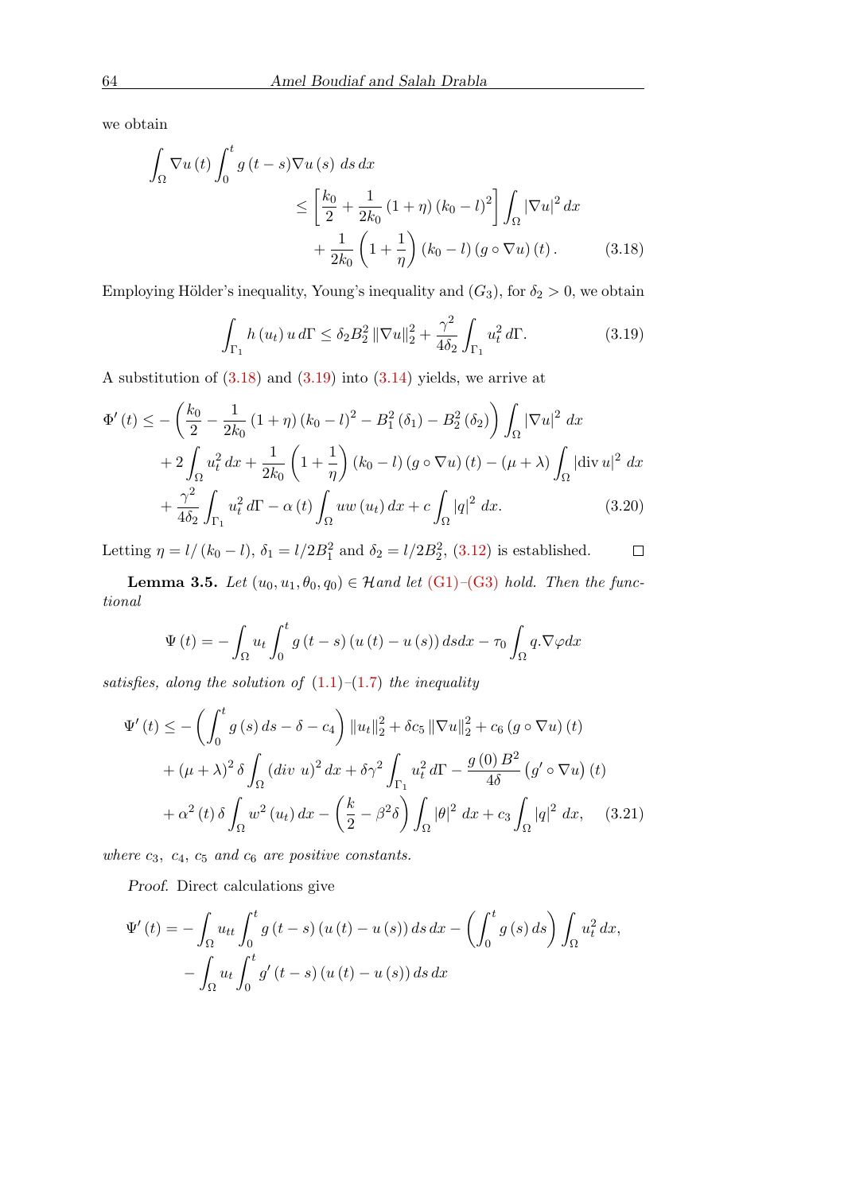we obtain

$$
\begin{aligned}
\int_\Omega \nabla u(t) \int_0^t g(t-s)\nabla u(s)\, ds\, dx
&\le \left[\frac{k_0}{2} + \frac{1}{2k_0}(1+\eta)(k_0-l)^2\right]\int_\Omega |\nabla u|^2\, dx \\
&\quad + \frac{1}{2k_0}\left(1+\frac{1}{\eta}\right)(k_0-l)(g\circ\nabla u)(t). \qquad (3.18)
\end{aligned}
$$

Employing Hölder's inequality, Young's inequality and $(G_3)$, for $\delta_2>0$, we obtain

$$
\int_{\Gamma_1} h(u_t)\, u\, d\Gamma \le \delta_2 B_2^2 \|\nabla u\|_2^2 + \frac{\gamma^2}{4\delta_2}\int_{\Gamma_1} u_t^2\, d\Gamma. \qquad (3.19)
$$

A substitution of (3.18) and (3.19) into (3.14) yields, we arrive at

$$
\begin{aligned}
\Phi'(t) \le & -\left(\frac{k_0}{2} - \frac{1}{2k_0}(1+\eta)(k_0-l)^2 - B_1^2(\delta_1) - B_2^2(\delta_2)\right)\int_\Omega |\nabla u|^2\, dx \\
& + 2\int_\Omega u_t^2\, dx + \frac{1}{2k_0}\left(1+\frac{1}{\eta}\right)(k_0-l)(g\circ\nabla u)(t) - (\mu+\lambda)\int_\Omega |\operatorname{div} u|^2\, dx \\
& + \frac{\gamma^2}{4\delta_2}\int_{\Gamma_1} u_t^2\, d\Gamma - \alpha(t)\int_\Omega u w(u_t)\, dx + c\int_\Omega |q|^2\, dx. \qquad (3.20)
\end{aligned}
$$

Letting $\eta = l/(k_0-l)$, $\delta_1 = l/2B_1^2$ and $\delta_2 = l/2B_2^2$, (3.12) is established. $\square$

**Lemma 3.5.** *Let $(u_0,u_1,\theta_0,q_0)\in\mathcal{H}$ and let (G1)–(G3) hold. Then the functional*

$$
\Psi(t) = -\int_\Omega u_t \int_0^t g(t-s)(u(t)-u(s))\, ds dx - \tau_0\int_\Omega q.\nabla\varphi dx
$$

*satisfies, along the solution of (1.1)–(1.7) the inequality*

$$
\begin{aligned}
\Psi'(t) \le & -\left(\int_0^t g(s)\, ds - \delta - c_4\right)\|u_t\|_2^2 + \delta c_5\|\nabla u\|_2^2 + c_6(g\circ\nabla u)(t) \\
& + (\mu+\lambda)^2\delta\int_\Omega (div\ u)^2\, dx + \delta\gamma^2\int_{\Gamma_1} u_t^2\, d\Gamma - \frac{g(0)B^2}{4\delta}(g'\circ\nabla u)(t) \\
& + \alpha^2(t)\,\delta\int_\Omega w^2(u_t)\, dx - \left(\frac{k}{2} - \beta^2\delta\right)\int_\Omega |\theta|^2\, dx + c_3\int_\Omega |q|^2\, dx, \qquad (3.21)
\end{aligned}
$$

*where $c_3$, $c_4$, $c_5$ and $c_6$ are positive constants.*

*Proof.* Direct calculations give

$$
\begin{aligned}
\Psi'(t) = & -\int_\Omega u_{tt}\int_0^t g(t-s)(u(t)-u(s))\, ds\, dx - \left(\int_0^t g(s)\, ds\right)\int_\Omega u_t^2\, dx, \\
& -\int_\Omega u_t\int_0^t g'(t-s)(u(t)-u(s))\, ds\, dx
\end{aligned}
$$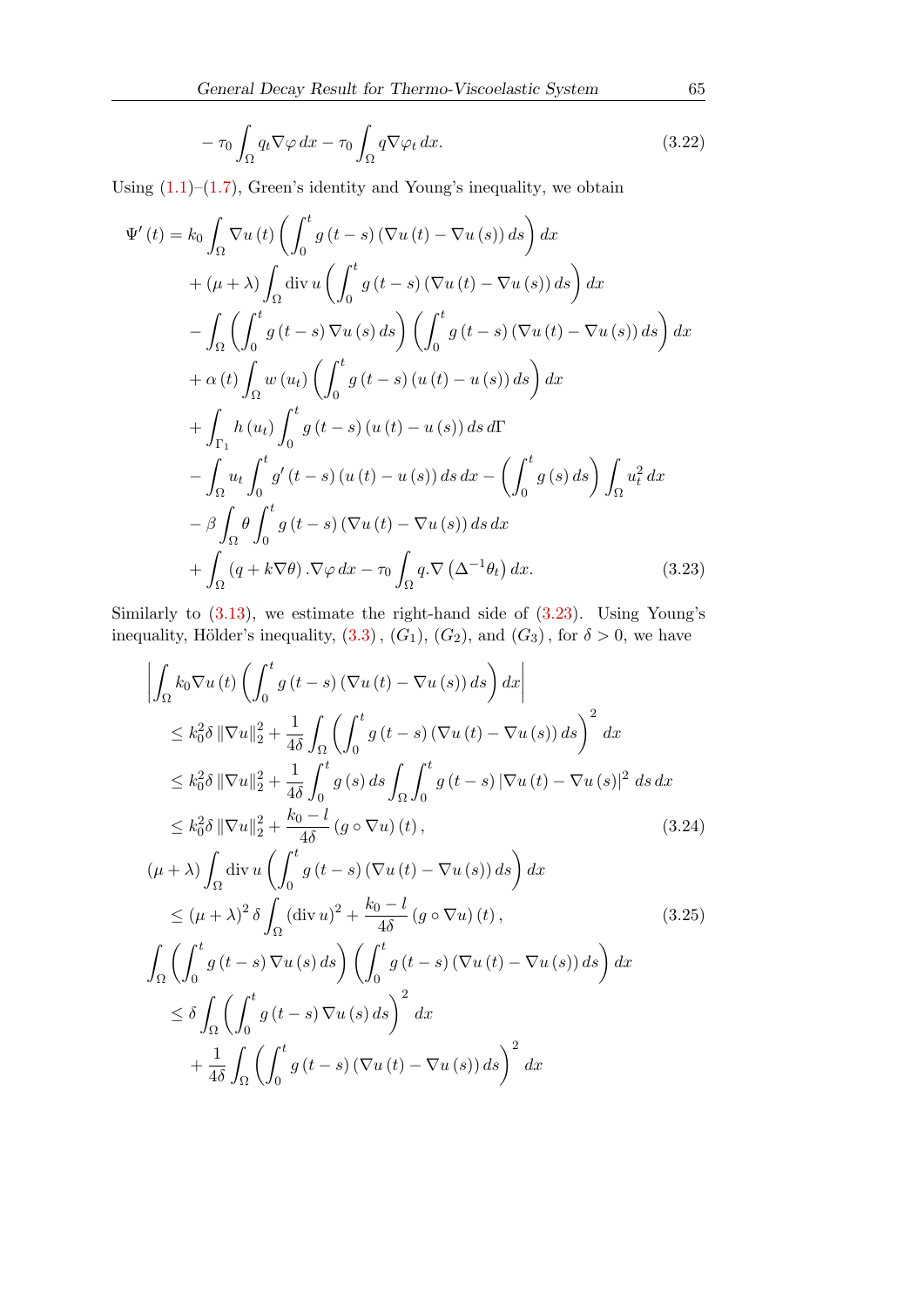$$
-\tau_0 \int_\Omega q_t \nabla\varphi \, dx - \tau_0 \int_\Omega q \nabla\varphi_t \, dx. \tag{3.22}
$$

Using (1.1)–(1.7), Green's identity and Young's inequality, we obtain

$$
\begin{aligned}
\Psi'(t) = {} & k_0 \int_\Omega \nabla u(t) \left( \int_0^t g(t-s)(\nabla u(t) - \nabla u(s)) \, ds \right) dx \\
& + (\mu+\lambda) \int_\Omega \operatorname{div} u \left( \int_0^t g(t-s)(\nabla u(t) - \nabla u(s)) \, ds \right) dx \\
& - \int_\Omega \left( \int_0^t g(t-s) \nabla u(s) \, ds \right) \left( \int_0^t g(t-s)(\nabla u(t) - \nabla u(s)) \, ds \right) dx \\
& + \alpha(t) \int_\Omega w(u_t) \left( \int_0^t g(t-s)(u(t) - u(s)) \, ds \right) dx \\
& + \int_{\Gamma_1} h(u_t) \int_0^t g(t-s)(u(t) - u(s)) \, ds \, d\Gamma \\
& - \int_\Omega u_t \int_0^t g'(t-s)(u(t) - u(s)) \, ds \, dx - \left( \int_0^t g(s) \, ds \right) \int_\Omega u_t^2 \, dx \\
& - \beta \int_\Omega \theta \int_0^t g(t-s)(\nabla u(t) - \nabla u(s)) \, ds \, dx \\
& + \int_\Omega (q + k\nabla\theta) . \nabla\varphi \, dx - \tau_0 \int_\Omega q . \nabla\left(\Delta^{-1}\theta_t\right) dx.
\end{aligned} \tag{3.23}
$$

Similarly to (3.13), we estimate the right-hand side of (3.23). Using Young's inequality, Hölder's inequality, (3.3), $(G_1)$, $(G_2)$, and $(G_3)$, for $\delta > 0$, we have

$$
\begin{aligned}
& \left| \int_\Omega k_0 \nabla u(t) \left( \int_0^t g(t-s)(\nabla u(t) - \nabla u(s)) \, ds \right) dx \right| \\
& \quad \le k_0^2 \delta \|\nabla u\|_2^2 + \frac{1}{4\delta} \int_\Omega \left( \int_0^t g(t-s)(\nabla u(t) - \nabla u(s)) \, ds \right)^2 dx \\
& \quad \le k_0^2 \delta \|\nabla u\|_2^2 + \frac{1}{4\delta} \int_0^t g(s) \, ds \int_\Omega \int_0^t g(t-s) |\nabla u(t) - \nabla u(s)|^2 \, ds \, dx \\
& \quad \le k_0^2 \delta \|\nabla u\|_2^2 + \frac{k_0 - l}{4\delta} (g \circ \nabla u)(t),
\end{aligned} \tag{3.24}
$$

$$
\begin{aligned}
& (\mu+\lambda) \int_\Omega \operatorname{div} u \left( \int_0^t g(t-s)(\nabla u(t) - \nabla u(s)) \, ds \right) dx \\
& \quad \le (\mu+\lambda)^2 \delta \int_\Omega (\operatorname{div} u)^2 + \frac{k_0 - l}{4\delta} (g \circ \nabla u)(t),
\end{aligned} \tag{3.25}
$$

$$
\begin{aligned}
& \int_\Omega \left( \int_0^t g(t-s) \nabla u(s) \, ds \right) \left( \int_0^t g(t-s)(\nabla u(t) - \nabla u(s)) \, ds \right) dx \\
& \quad \le \delta \int_\Omega \left( \int_0^t g(t-s) \nabla u(s) \, ds \right)^2 dx \\
& \qquad + \frac{1}{4\delta} \int_\Omega \left( \int_0^t g(t-s)(\nabla u(t) - \nabla u(s)) \, ds \right)^2 dx
\end{aligned}
$$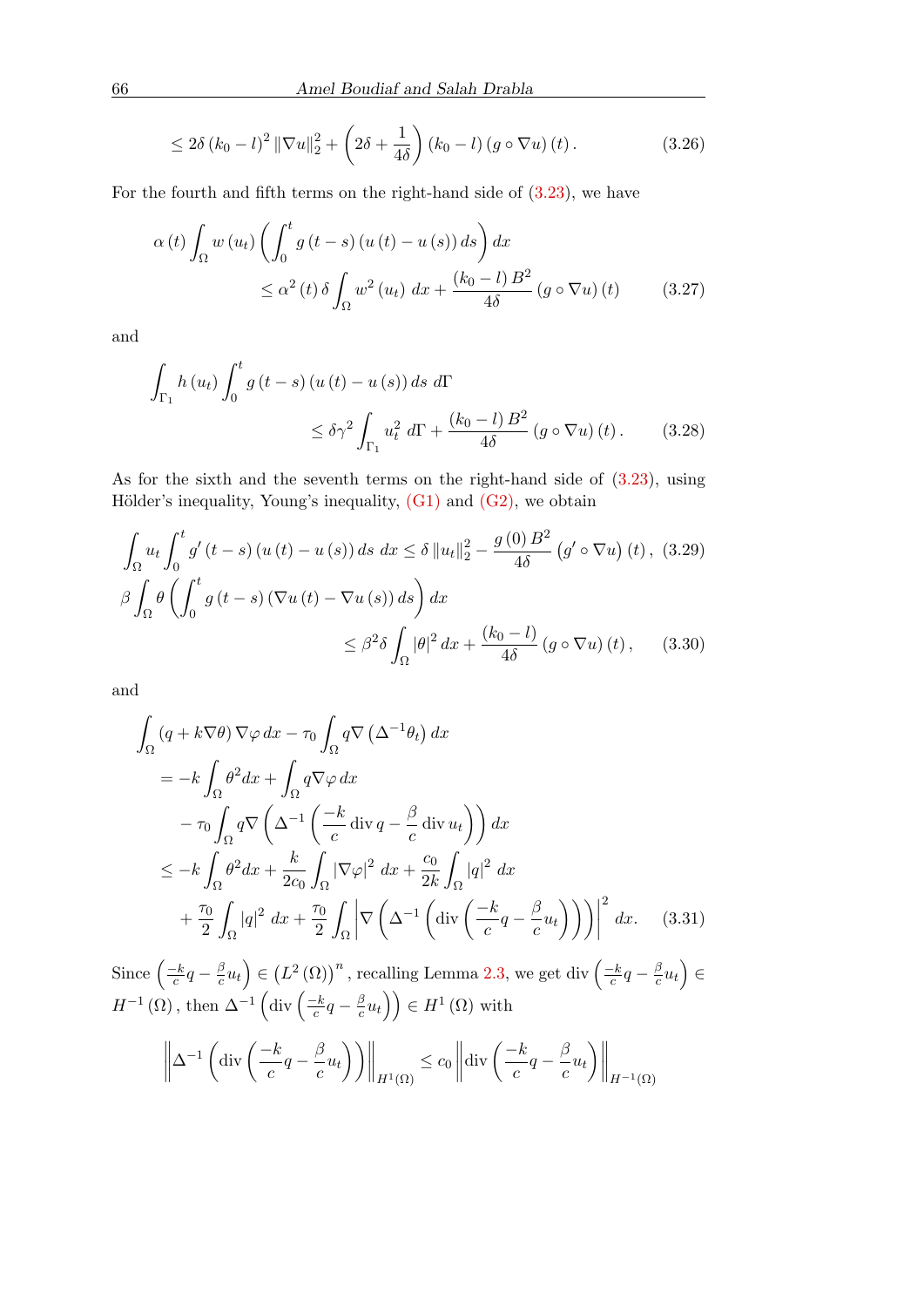$$\leq 2\delta \left(k_0 - l\right)^2 \|\nabla u\|_2^2 + \left(2\delta + \frac{1}{4\delta}\right)\left(k_0 - l\right)\left(g \circ \nabla u\right)(t). \tag{3.26}$$

For the fourth and fifth terms on the right-hand side of (3.23), we have

$$\alpha(t) \int_\Omega w(u_t) \left(\int_0^t g(t-s)\left(u(t) - u(s)\right) ds\right) dx \\ \leq \alpha^2(t)\, \delta \int_\Omega w^2(u_t)\, dx + \frac{\left(k_0 - l\right) B^2}{4\delta}\left(g \circ \nabla u\right)(t) \tag{3.27}$$

and

$$\int_{\Gamma_1} h(u_t) \int_0^t g(t-s)\left(u(t) - u(s)\right) ds\, d\Gamma \\ \leq \delta \gamma^2 \int_{\Gamma_1} u_t^2\, d\Gamma + \frac{\left(k_0 - l\right) B^2}{4\delta}\left(g \circ \nabla u\right)(t). \tag{3.28}$$

As for the sixth and the seventh terms on the right-hand side of (3.23), using Hölder's inequality, Young's inequality, (G1) and (G2), we obtain

$$\int_\Omega u_t \int_0^t g'(t-s)\left(u(t) - u(s)\right) ds\, dx \leq \delta \|u_t\|_2^2 - \frac{g(0) B^2}{4\delta}\left(g' \circ \nabla u\right)(t), \tag{3.29}$$

$$\beta \int_\Omega \theta \left(\int_0^t g(t-s)\left(\nabla u(t) - \nabla u(s)\right) ds\right) dx \\ \leq \beta^2 \delta \int_\Omega |\theta|^2\, dx + \frac{\left(k_0 - l\right)}{4\delta}\left(g \circ \nabla u\right)(t), \tag{3.30}$$

and

$$\begin{aligned}
&\int_\Omega \left(q + k\nabla\theta\right) \nabla\varphi\, dx - \tau_0 \int_\Omega q \nabla\left(\Delta^{-1}\theta_t\right) dx \\
&= -k \int_\Omega \theta^2 dx + \int_\Omega q \nabla\varphi\, dx \\
&\quad - \tau_0 \int_\Omega q \nabla\left(\Delta^{-1}\left(\frac{-k}{c}\operatorname{div} q - \frac{\beta}{c}\operatorname{div} u_t\right)\right) dx \\
&\leq -k \int_\Omega \theta^2 dx + \frac{k}{2c_0}\int_\Omega |\nabla\varphi|^2\, dx + \frac{c_0}{2k}\int_\Omega |q|^2\, dx \\
&\quad + \frac{\tau_0}{2}\int_\Omega |q|^2\, dx + \frac{\tau_0}{2}\int_\Omega \left|\nabla\left(\Delta^{-1}\left(\operatorname{div}\left(\frac{-k}{c}q - \frac{\beta}{c}u_t\right)\right)\right)\right|^2 dx.
\end{aligned} \tag{3.31}$$

Since $\left(\frac{-k}{c}q - \frac{\beta}{c}u_t\right) \in \left(L^2(\Omega)\right)^n$, recalling Lemma 2.3, we get $\operatorname{div}\left(\frac{-k}{c}q - \frac{\beta}{c}u_t\right) \in H^{-1}(\Omega)$, then $\Delta^{-1}\left(\operatorname{div}\left(\frac{-k}{c}q - \frac{\beta}{c}u_t\right)\right) \in H^1(\Omega)$ with

$$\left\|\Delta^{-1}\left(\operatorname{div}\left(\frac{-k}{c}q - \frac{\beta}{c}u_t\right)\right)\right\|_{H^1(\Omega)} \leq c_0 \left\|\operatorname{div}\left(\frac{-k}{c}q - \frac{\beta}{c}u_t\right)\right\|_{H^{-1}(\Omega)}$$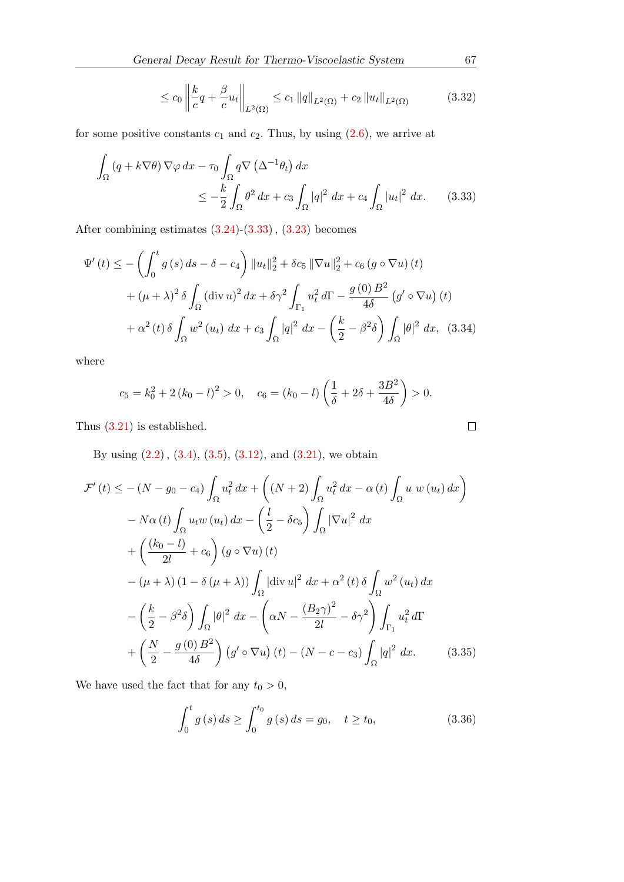$$\leq c_0 \left\| \frac{k}{c} q + \frac{\beta}{c} u_t \right\|_{L^2(\Omega)} \leq c_1 \|q\|_{L^2(\Omega)} + c_2 \|u_t\|_{L^2(\Omega)} \tag{3.32}$$

for some positive constants $c_1$ and $c_2$. Thus, by using (2.6), we arrive at

$$\int_\Omega (q + k\nabla\theta) \nabla\varphi \, dx - \tau_0 \int_\Omega q \nabla \left(\Delta^{-1}\theta_t\right) dx \leq -\frac{k}{2} \int_\Omega \theta^2 \, dx + c_3 \int_\Omega |q|^2 \, dx + c_4 \int_\Omega |u_t|^2 \, dx. \tag{3.33}$$

After combining estimates (3.24)-(3.33), (3.23) becomes

$$\begin{aligned}
\Psi'(t) \leq & -\left( \int_0^t g(s)\, ds - \delta - c_4 \right) \|u_t\|_2^2 + \delta c_5 \|\nabla u\|_2^2 + c_6 \left(g \circ \nabla u\right)(t) \\
& + (\mu + \lambda)^2 \delta \int_\Omega (\operatorname{div} u)^2 \, dx + \delta\gamma^2 \int_{\Gamma_1} u_t^2 \, d\Gamma - \frac{g(0) B^2}{4\delta} \left(g' \circ \nabla u\right)(t) \\
& + \alpha^2(t)\, \delta \int_\Omega w^2(u_t)\, dx + c_3 \int_\Omega |q|^2 \, dx - \left( \frac{k}{2} - \beta^2 \delta \right) \int_\Omega |\theta|^2 \, dx,
\end{aligned} \tag{3.34}$$

where

$$c_5 = k_0^2 + 2(k_0 - l)^2 > 0, \quad c_6 = (k_0 - l) \left( \frac{1}{\delta} + 2\delta + \frac{3B^2}{4\delta} \right) > 0.$$

Thus (3.21) is established. □

By using (2.2), (3.4), (3.5), (3.12), and (3.21), we obtain

$$\begin{aligned}
\mathcal{F}'(t) \leq & -(N - g_0 - c_4) \int_\Omega u_t^2 \, dx + \left( (N+2) \int_\Omega u_t^2 \, dx - \alpha(t) \int_\Omega u\ w(u_t)\, dx \right) \\
& - N\alpha(t) \int_\Omega u_t w(u_t)\, dx - \left( \frac{l}{2} - \delta c_5 \right) \int_\Omega |\nabla u|^2 \, dx \\
& + \left( \frac{(k_0 - l)}{2l} + c_6 \right) (g \circ \nabla u)(t) \\
& - (\mu + \lambda)(1 - \delta(\mu + \lambda)) \int_\Omega |\operatorname{div} u|^2 \, dx + \alpha^2(t)\, \delta \int_\Omega w^2(u_t)\, dx \\
& - \left( \frac{k}{2} - \beta^2 \delta \right) \int_\Omega |\theta|^2 \, dx - \left( \alpha N - \frac{(B_2 \gamma)^2}{2l} - \delta\gamma^2 \right) \int_{\Gamma_1} u_t^2 \, d\Gamma \\
& + \left( \frac{N}{2} - \frac{g(0) B^2}{4\delta} \right) (g' \circ \nabla u)(t) - (N - c - c_3) \int_\Omega |q|^2 \, dx.
\end{aligned} \tag{3.35}$$

We have used the fact that for any $t_0 > 0$,

$$\int_0^t g(s)\, ds \geq \int_0^{t_0} g(s)\, ds = g_0, \quad t \geq t_0, \tag{3.36}$$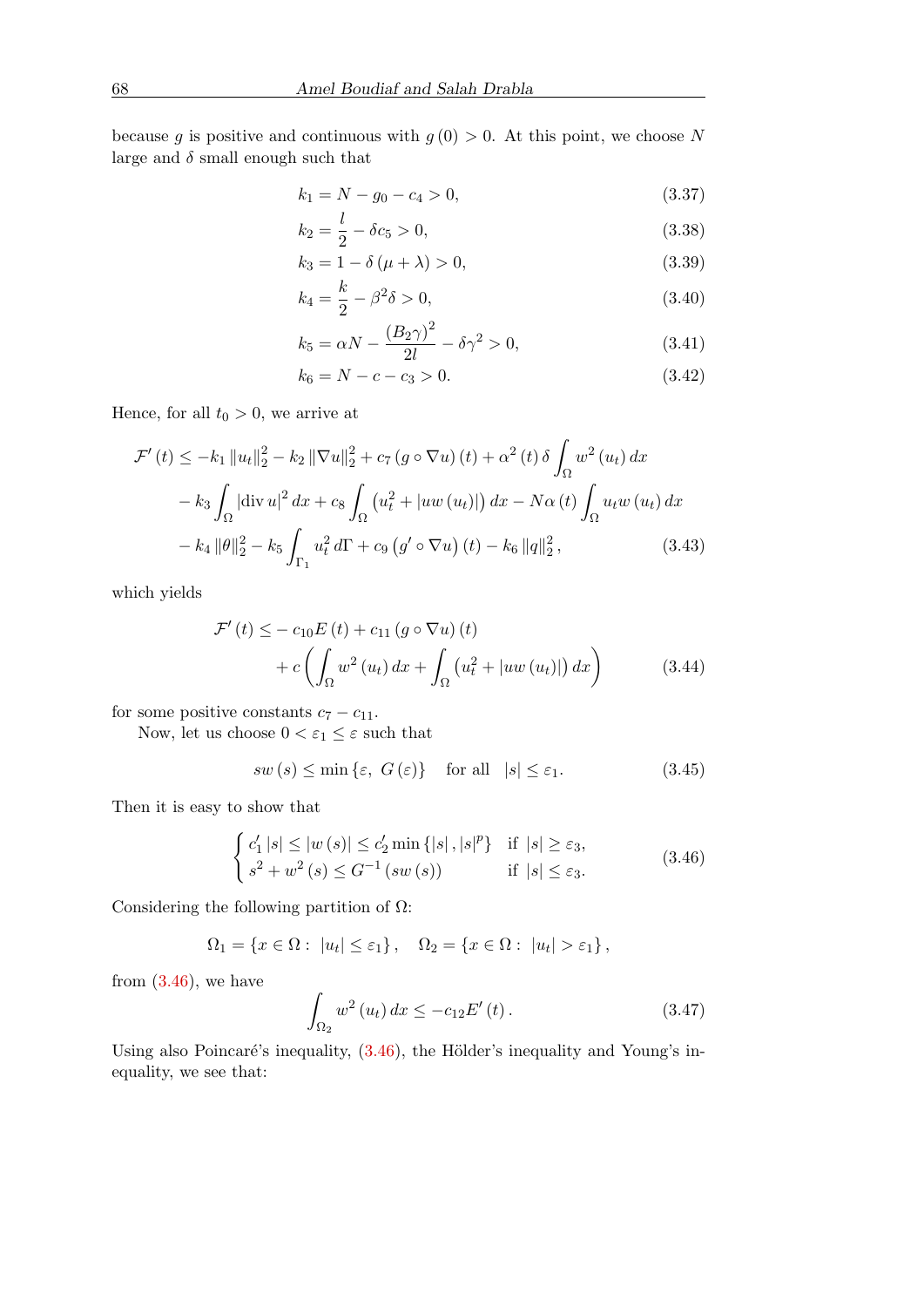because $g$ is positive and continuous with $g(0) > 0$. At this point, we choose $N$ large and $\delta$ small enough such that

$$k_1 = N - g_0 - c_4 > 0, \tag{3.37}$$

$$k_2 = \frac{l}{2} - \delta c_5 > 0, \tag{3.38}$$

$$k_3 = 1 - \delta(\mu + \lambda) > 0, \tag{3.39}$$

$$k_4 = \frac{k}{2} - \beta^2 \delta > 0, \tag{3.40}$$

$$k_5 = \alpha N - \frac{(B_2 \gamma)^2}{2l} - \delta \gamma^2 > 0, \tag{3.41}$$

$$k_6 = N - c - c_3 > 0. \tag{3.42}$$

Hence, for all $t_0 > 0$, we arrive at

$$\begin{aligned}
\mathcal{F}'(t) \leq & -k_1 \|u_t\|_2^2 - k_2 \|\nabla u\|_2^2 + c_7 (g \circ \nabla u)(t) + \alpha^2(t) \delta \int_\Omega w^2(u_t)\, dx \\
& - k_3 \int_\Omega |\operatorname{div} u|^2 dx + c_8 \int_\Omega \left(u_t^2 + |u w(u_t)|\right) dx - N\alpha(t) \int_\Omega u_t w(u_t)\, dx \\
& - k_4 \|\theta\|_2^2 - k_5 \int_{\Gamma_1} u_t^2\, d\Gamma + c_9 \left(g' \circ \nabla u\right)(t) - k_6 \|q\|_2^2,
\end{aligned} \tag{3.43}$$

which yields

$$\begin{aligned}
\mathcal{F}'(t) \leq & -c_{10} E(t) + c_{11} (g \circ \nabla u)(t) \\
& + c \left( \int_\Omega w^2(u_t)\, dx + \int_\Omega \left(u_t^2 + |u w(u_t)|\right) dx \right)
\end{aligned} \tag{3.44}$$

for some positive constants $c_7 - c_{11}$.

Now, let us choose $0 < \varepsilon_1 \leq \varepsilon$ such that

$$s w(s) \leq \min\{\varepsilon,\ G(\varepsilon)\} \quad \text{for all} \quad |s| \leq \varepsilon_1. \tag{3.45}$$

Then it is easy to show that

$$\begin{cases} c_1' |s| \leq |w(s)| \leq c_2' \min\{|s|, |s|^p\} & \text{if } |s| \geq \varepsilon_3, \\ s^2 + w^2(s) \leq G^{-1}(s w(s)) & \text{if } |s| \leq \varepsilon_3. \end{cases} \tag{3.46}$$

Considering the following partition of $\Omega$:

$$\Omega_1 = \{x \in \Omega : \ |u_t| \leq \varepsilon_1\}, \quad \Omega_2 = \{x \in \Omega : \ |u_t| > \varepsilon_1\},$$

from (3.46), we have

$$\int_{\Omega_2} w^2(u_t)\, dx \leq -c_{12} E'(t). \tag{3.47}$$

Using also Poincaré's inequality, (3.46), the Hölder's inequality and Young's inequality, we see that: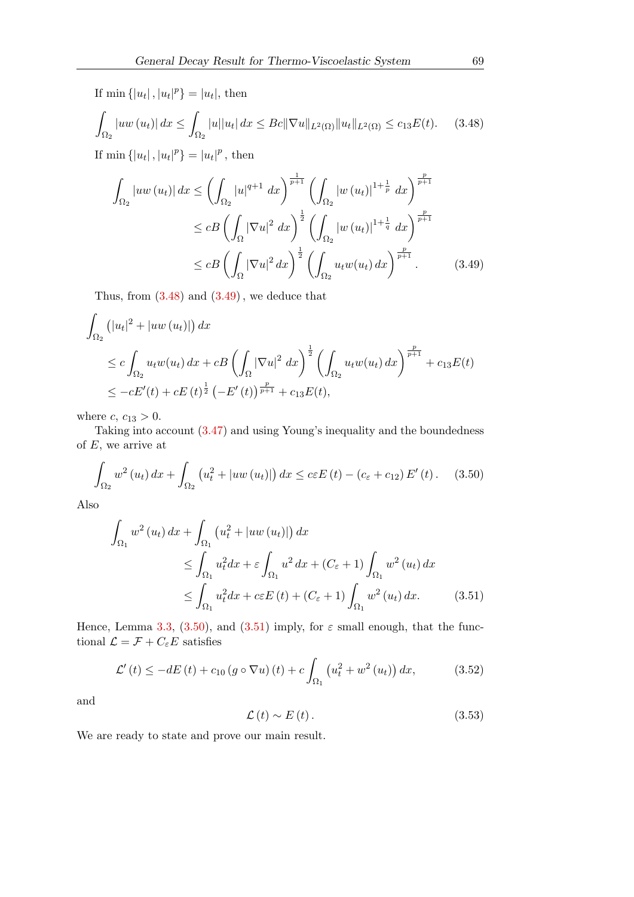If $\min\{|u_t|, |u_t|^p\} = |u_t|$, then

$$\int_{\Omega_2} |uw(u_t)|\,dx \le \int_{\Omega_2} |u||u_t|\,dx \le Bc\|\nabla u\|_{L^2(\Omega)}\|u_t\|_{L^2(\Omega)} \le c_{13}E(t). \tag{3.48}$$

If $\min\{|u_t|, |u_t|^p\} = |u_t|^p$, then

$$\begin{aligned}
\int_{\Omega_2} |uw(u_t)|\,dx &\le \left(\int_{\Omega_2} |u|^{q+1}\,dx\right)^{\frac{1}{p+1}} \left(\int_{\Omega_2} |w(u_t)|^{1+\frac{1}{p}}\,dx\right)^{\frac{p}{p+1}} \\
&\le cB\left(\int_{\Omega} |\nabla u|^2\,dx\right)^{\frac{1}{2}} \left(\int_{\Omega_2} |w(u_t)|^{1+\frac{1}{q}}\,dx\right)^{\frac{p}{p+1}} \\
&\le cB\left(\int_{\Omega} |\nabla u|^2\,dx\right)^{\frac{1}{2}} \left(\int_{\Omega_2} u_t w(u_t)\,dx\right)^{\frac{p}{p+1}}.
\end{aligned} \tag{3.49}$$

Thus, from (3.48) and (3.49), we deduce that

$$\begin{aligned}
&\int_{\Omega_2} \left(|u_t|^2 + |uw(u_t)|\right)dx \\
&\quad\le c\int_{\Omega_2} u_t w(u_t)\,dx + cB\left(\int_{\Omega} |\nabla u|^2\,dx\right)^{\frac{1}{2}} \left(\int_{\Omega_2} u_t w(u_t)\,dx\right)^{\frac{p}{p+1}} + c_{13}E(t) \\
&\quad\le -cE'(t) + cE(t)^{\frac{1}{2}}\left(-E'(t)\right)^{\frac{p}{p+1}} + c_{13}E(t),
\end{aligned}$$

where $c$, $c_{13} > 0$.

Taking into account (3.47) and using Young's inequality and the boundedness of $E$, we arrive at

$$\int_{\Omega_2} w^2(u_t)\,dx + \int_{\Omega_2} \left(u_t^2 + |uw(u_t)|\right)dx \le c\varepsilon E(t) - (c_\varepsilon + c_{12})E'(t). \tag{3.50}$$

Also

$$\begin{aligned}
&\int_{\Omega_1} w^2(u_t)\,dx + \int_{\Omega_1} \left(u_t^2 + |uw(u_t)|\right)dx \\
&\qquad\le \int_{\Omega_1} u_t^2 dx + \varepsilon\int_{\Omega_1} u^2\,dx + (C_\varepsilon + 1)\int_{\Omega_1} w^2(u_t)\,dx \\
&\qquad\le \int_{\Omega_1} u_t^2 dx + c\varepsilon E(t) + (C_\varepsilon + 1)\int_{\Omega_1} w^2(u_t)\,dx.
\end{aligned} \tag{3.51}$$

Hence, Lemma 3.3, (3.50), and (3.51) imply, for $\varepsilon$ small enough, that the functional $\mathcal{L} = \mathcal{F} + C_\varepsilon E$ satisfies

$$\mathcal{L}'(t) \le -dE(t) + c_{10}(g \circ \nabla u)(t) + c\int_{\Omega_1} \left(u_t^2 + w^2(u_t)\right)dx, \tag{3.52}$$

and

$$\mathcal{L}(t) \sim E(t). \tag{3.53}$$

We are ready to state and prove our main result.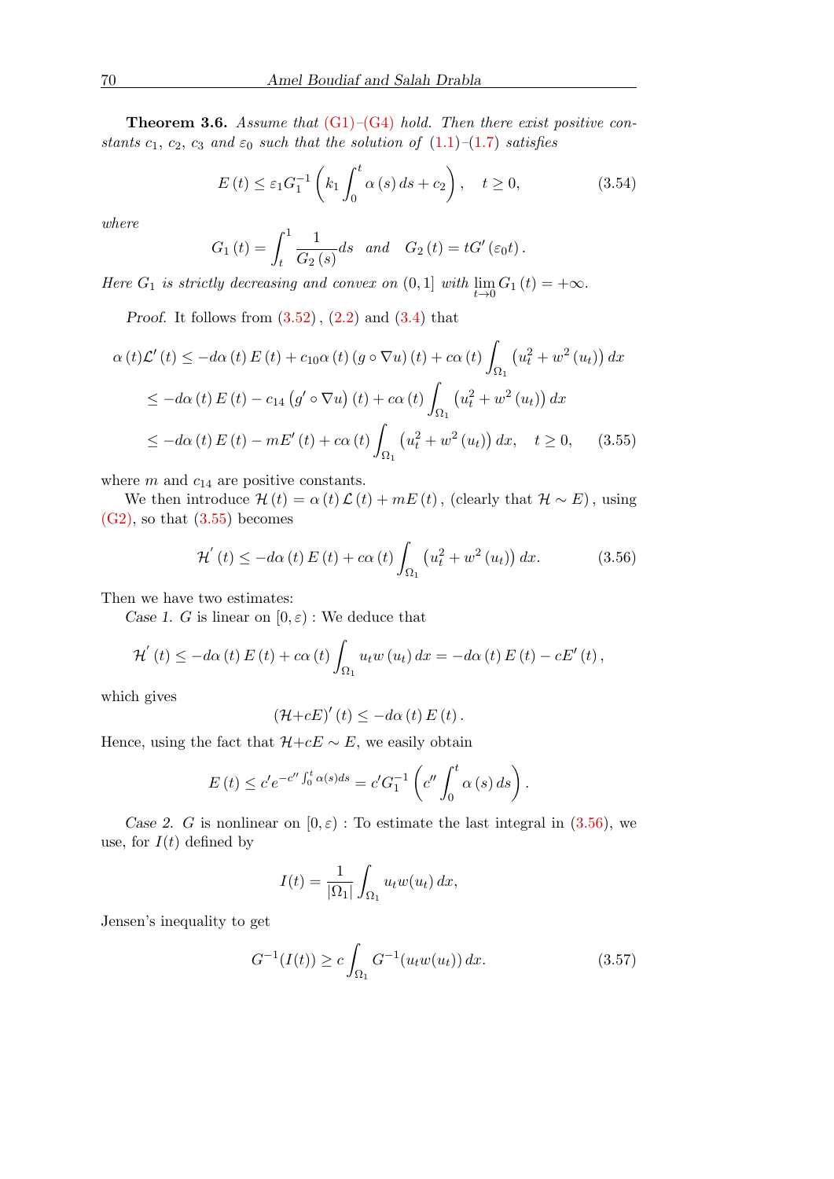**Theorem 3.6.** *Assume that (G1)–(G4) hold. Then there exist positive constants $c_1$, $c_2$, $c_3$ and $\varepsilon_0$ such that the solution of (1.1)–(1.7) satisfies*

$$E(t) \leq \varepsilon_1 G_1^{-1}\left(k_1 \int_0^t \alpha(s)\,ds + c_2\right), \quad t \geq 0, \tag{3.54}$$

*where*

$$G_1(t) = \int_t^1 \frac{1}{G_2(s)}ds \quad \text{and} \quad G_2(t) = tG'(\varepsilon_0 t).$$

*Here $G_1$ is strictly decreasing and convex on $(0,1]$ with $\lim_{t\to 0} G_1(t) = +\infty$.*

*Proof.* It follows from (3.52), (2.2) and (3.4) that

$$\begin{aligned}
\alpha(t)\mathcal{L}'(t) &\leq -d\alpha(t)E(t) + c_{10}\alpha(t)(g\circ\nabla u)(t) + c\alpha(t)\int_{\Omega_1}\left(u_t^2 + w^2(u_t)\right)dx \\
&\leq -d\alpha(t)E(t) - c_{14}\left(g'\circ\nabla u\right)(t) + c\alpha(t)\int_{\Omega_1}\left(u_t^2 + w^2(u_t)\right)dx \\
&\leq -d\alpha(t)E(t) - mE'(t) + c\alpha(t)\int_{\Omega_1}\left(u_t^2 + w^2(u_t)\right)dx, \quad t \geq 0,
\end{aligned} \tag{3.55}$$

where $m$ and $c_{14}$ are positive constants.

We then introduce $\mathcal{H}(t) = \alpha(t)\mathcal{L}(t) + mE(t)$, (clearly that $\mathcal{H} \sim E$), using (G2), so that (3.55) becomes

$$\mathcal{H}'(t) \leq -d\alpha(t)E(t) + c\alpha(t)\int_{\Omega_1}\left(u_t^2 + w^2(u_t)\right)dx. \tag{3.56}$$

Then we have two estimates:

*Case 1.* $G$ is linear on $[0,\varepsilon)$ : We deduce that

$$\mathcal{H}'(t) \leq -d\alpha(t)E(t) + c\alpha(t)\int_{\Omega_1} u_t w(u_t)\,dx = -d\alpha(t)E(t) - cE'(t),$$

which gives

$$(\mathcal{H}+cE)'(t) \leq -d\alpha(t)E(t).$$

Hence, using the fact that $\mathcal{H}+cE \sim E$, we easily obtain

$$E(t) \leq c' e^{-c''\int_0^t \alpha(s)ds} = c' G_1^{-1}\left(c''\int_0^t \alpha(s)\,ds\right).$$

*Case 2.* $G$ is nonlinear on $[0,\varepsilon)$ : To estimate the last integral in (3.56), we use, for $I(t)$ defined by

$$I(t) = \frac{1}{|\Omega_1|}\int_{\Omega_1} u_t w(u_t)\,dx,$$

Jensen's inequality to get

$$G^{-1}(I(t)) \geq c\int_{\Omega_1} G^{-1}(u_t w(u_t))\,dx. \tag{3.57}$$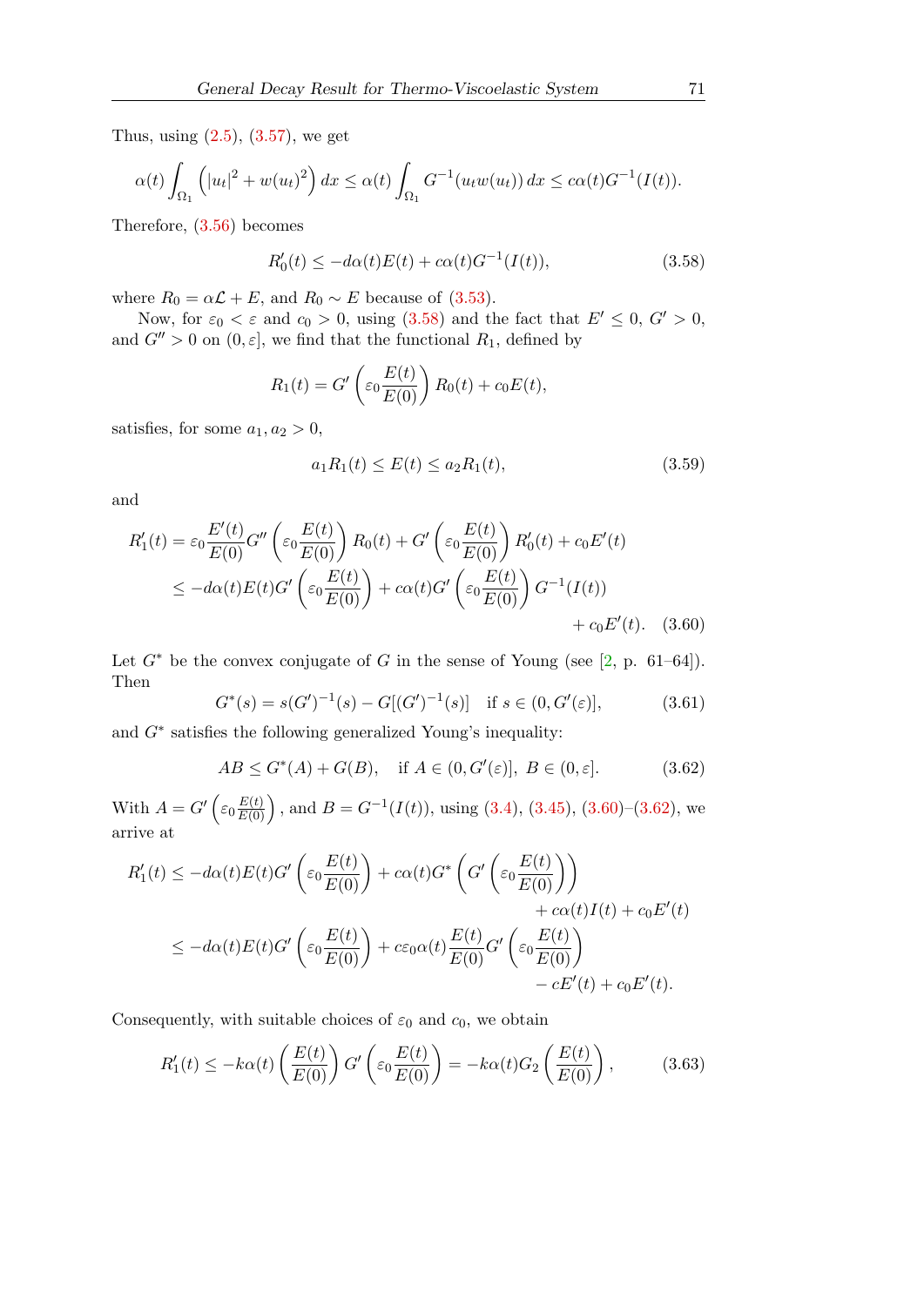Thus, using (2.5), (3.57), we get

$$\alpha(t)\int_{\Omega_1}\left(|u_t|^2 + w(u_t)^2\right)dx \le \alpha(t)\int_{\Omega_1} G^{-1}(u_t w(u_t))\,dx \le c\alpha(t)G^{-1}(I(t)).$$

Therefore, (3.56) becomes

$$R_0'(t) \le -d\alpha(t)E(t) + c\alpha(t)G^{-1}(I(t)), \tag{3.58}$$

where $R_0 = \alpha\mathcal{L} + E$, and $R_0 \sim E$ because of (3.53).

Now, for $\varepsilon_0 < \varepsilon$ and $c_0 > 0$, using (3.58) and the fact that $E' \le 0$, $G' > 0$, and $G'' > 0$ on $(0, \varepsilon]$, we find that the functional $R_1$, defined by

$$R_1(t) = G'\left(\varepsilon_0 \frac{E(t)}{E(0)}\right) R_0(t) + c_0 E(t),$$

satisfies, for some $a_1, a_2 > 0$,

$$a_1 R_1(t) \le E(t) \le a_2 R_1(t), \tag{3.59}$$

and

$$\begin{aligned}
R_1'(t) &= \varepsilon_0 \frac{E'(t)}{E(0)} G''\left(\varepsilon_0 \frac{E(t)}{E(0)}\right) R_0(t) + G'\left(\varepsilon_0 \frac{E(t)}{E(0)}\right) R_0'(t) + c_0 E'(t) \\
&\le -d\alpha(t)E(t)G'\left(\varepsilon_0 \frac{E(t)}{E(0)}\right) + c\alpha(t)G'\left(\varepsilon_0 \frac{E(t)}{E(0)}\right) G^{-1}(I(t)) \\
&\qquad + c_0 E'(t).
\end{aligned} \tag{3.60}$$

Let $G^*$ be the convex conjugate of $G$ in the sense of Young (see [2, p. 61–64]). Then

$$G^*(s) = s(G')^{-1}(s) - G[(G')^{-1}(s)] \quad \text{if } s \in (0, G'(\varepsilon)], \tag{3.61}$$

and $G^*$ satisfies the following generalized Young's inequality:

$$AB \le G^*(A) + G(B), \quad \text{if } A \in (0, G'(\varepsilon)],\ B \in (0, \varepsilon]. \tag{3.62}$$

With $A = G'\left(\varepsilon_0 \frac{E(t)}{E(0)}\right)$, and $B = G^{-1}(I(t))$, using (3.4), (3.45), (3.60)–(3.62), we arrive at

$$\begin{aligned}
R_1'(t) &\le -d\alpha(t)E(t)G'\left(\varepsilon_0 \frac{E(t)}{E(0)}\right) + c\alpha(t)G^*\left(G'\left(\varepsilon_0 \frac{E(t)}{E(0)}\right)\right) \\
&\qquad + c\alpha(t)I(t) + c_0E'(t) \\
&\le -d\alpha(t)E(t)G'\left(\varepsilon_0 \frac{E(t)}{E(0)}\right) + c\varepsilon_0\alpha(t)\frac{E(t)}{E(0)}G'\left(\varepsilon_0 \frac{E(t)}{E(0)}\right) \\
&\qquad - cE'(t) + c_0E'(t).
\end{aligned}$$

Consequently, with suitable choices of $\varepsilon_0$ and $c_0$, we obtain

$$R_1'(t) \le -k\alpha(t)\left(\frac{E(t)}{E(0)}\right) G'\left(\varepsilon_0 \frac{E(t)}{E(0)}\right) = -k\alpha(t)G_2\left(\frac{E(t)}{E(0)}\right), \tag{3.63}$$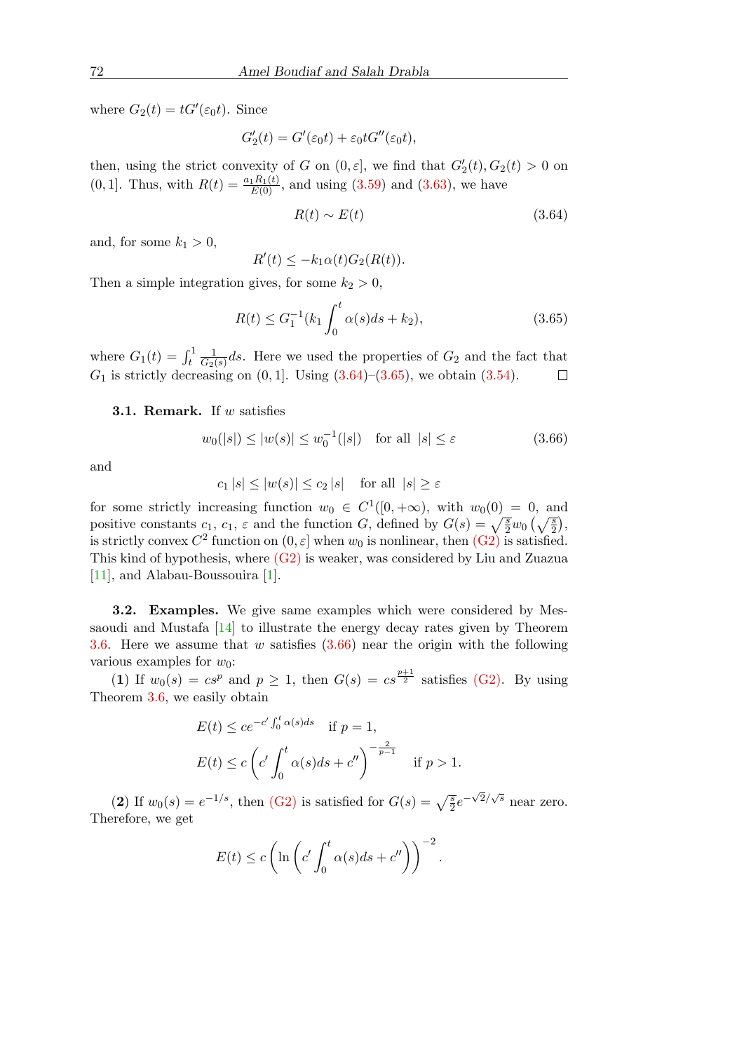where $G_2(t) = tG'(\varepsilon_0 t)$. Since

$$G_2'(t) = G'(\varepsilon_0 t) + \varepsilon_0 t G''(\varepsilon_0 t),$$

then, using the strict convexity of $G$ on $(0, \varepsilon]$, we find that $G_2'(t), G_2(t) > 0$ on $(0, 1]$. Thus, with $R(t) = \frac{a_1 R_1(t)}{E(0)}$, and using (3.59) and (3.63), we have

$$R(t) \sim E(t) \tag{3.64}$$

and, for some $k_1 > 0$,

$$R'(t) \leq -k_1 \alpha(t) G_2(R(t)).$$

Then a simple integration gives, for some $k_2 > 0$,

$$R(t) \leq G_1^{-1}(k_1 \int_0^t \alpha(s)ds + k_2), \tag{3.65}$$

where $G_1(t) = \int_t^1 \frac{1}{G_2(s)} ds$. Here we used the properties of $G_2$ and the fact that $G_1$ is strictly decreasing on $(0, 1]$. Using (3.64)–(3.65), we obtain (3.54). □

**3.1. Remark.** If $w$ satisfies

$$w_0(|s|) \leq |w(s)| \leq w_0^{-1}(|s|) \quad \text{for all } |s| \leq \varepsilon \tag{3.66}$$

and

$$c_1 |s| \leq |w(s)| \leq c_2 |s| \quad \text{for all } |s| \geq \varepsilon$$

for some strictly increasing function $w_0 \in C^1([0, +\infty)$, with $w_0(0) = 0$, and positive constants $c_1$, $c_1$, $\varepsilon$ and the function $G$, defined by $G(s) = \sqrt{\frac{s}{2}} w_0\left(\sqrt{\frac{s}{2}}\right)$, is strictly convex $C^2$ function on $(0, \varepsilon]$ when $w_0$ is nonlinear, then (G2) is satisfied. This kind of hypothesis, where (G2) is weaker, was considered by Liu and Zuazua [11], and Alabau-Boussouira [1].

**3.2. Examples.** We give same examples which were considered by Messaoudi and Mustafa [14] to illustrate the energy decay rates given by Theorem 3.6. Here we assume that $w$ satisfies (3.66) near the origin with the following various examples for $w_0$:

(**1**) If $w_0(s) = cs^p$ and $p \geq 1$, then $G(s) = cs^{\frac{p+1}{2}}$ satisfies (G2). By using Theorem 3.6, we easily obtain

$$E(t) \leq ce^{-c' \int_0^t \alpha(s)ds} \quad \text{if } p = 1,$$

$$E(t) \leq c\left(c' \int_0^t \alpha(s)ds + c''\right)^{-\frac{2}{p-1}} \quad \text{if } p > 1.$$

(**2**) If $w_0(s) = e^{-1/s}$, then (G2) is satisfied for $G(s) = \sqrt{\frac{s}{2}} e^{-\sqrt{2}/\sqrt{s}}$ near zero. Therefore, we get

$$E(t) \leq c\left(\ln\left(c' \int_0^t \alpha(s)ds + c''\right)\right)^{-2}.$$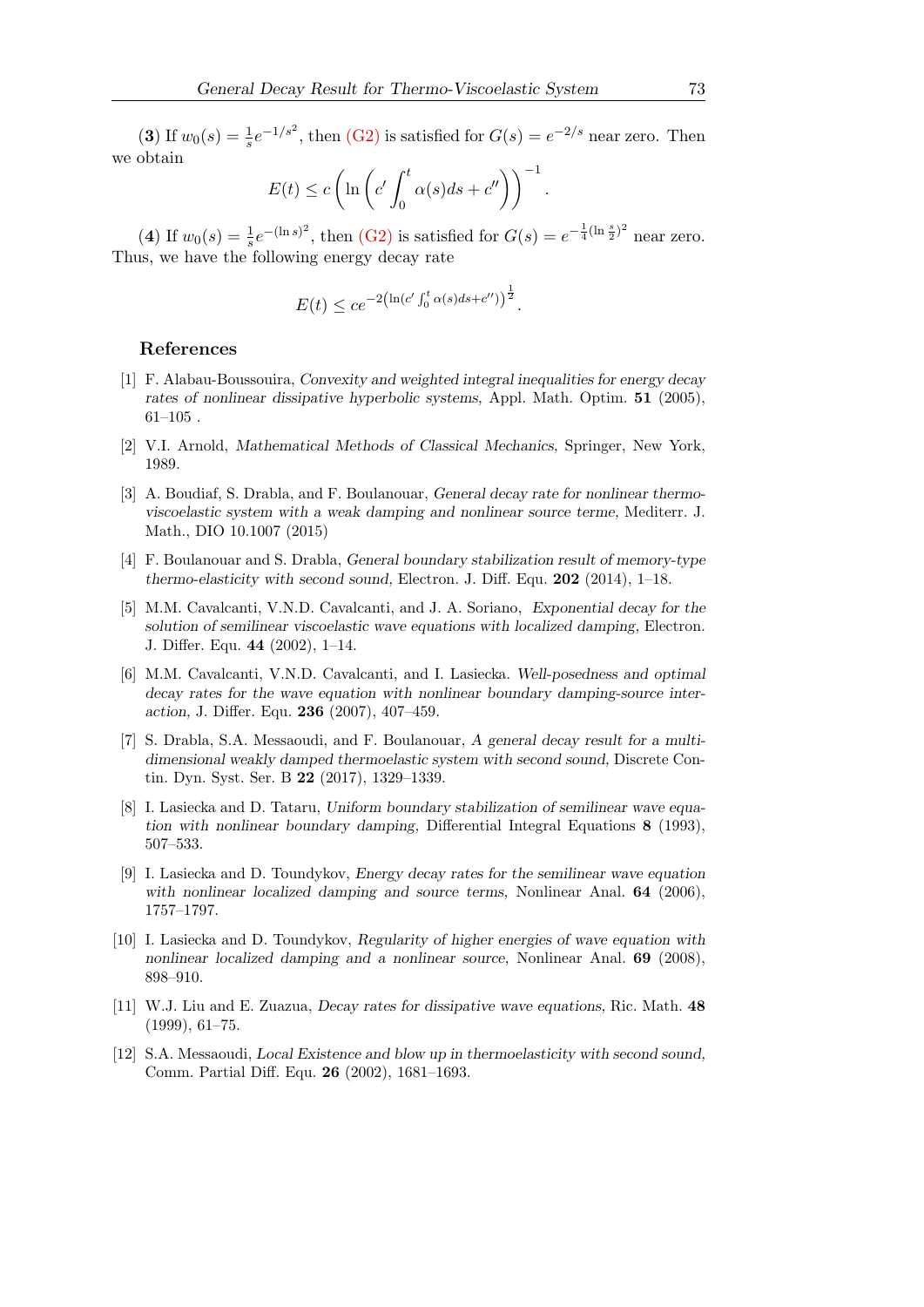(**3**) If $w_0(s) = \frac{1}{s}e^{-1/s^2}$, then (G2) is satisfied for $G(s) = e^{-2/s}$ near zero. Then we obtain

$$E(t) \leq c\left(\ln\left(c'\int_0^t \alpha(s)ds + c''\right)\right)^{-1}.$$

(**4**) If $w_0(s) = \frac{1}{s}e^{-(\ln s)^2}$, then (G2) is satisfied for $G(s) = e^{-\frac{1}{4}(\ln\frac{s}{2})^2}$ near zero. Thus, we have the following energy decay rate

$$E(t) \leq ce^{-2\left(\ln(c'\int_0^t \alpha(s)ds + c'')\right)^{\frac{1}{2}}}.$$

## References

[1] F. Alabau-Boussouira, *Convexity and weighted integral inequalities for energy decay rates of nonlinear dissipative hyperbolic systems,* Appl. Math. Optim. **51** (2005), 61–105 .

[2] V.I. Arnold, *Mathematical Methods of Classical Mechanics,* Springer, New York, 1989.

[3] A. Boudiaf, S. Drabla, and F. Boulanouar, *General decay rate for nonlinear thermo-viscoelastic system with a weak damping and nonlinear source terme,* Mediterr. J. Math., DIO 10.1007 (2015)

[4] F. Boulanouar and S. Drabla, *General boundary stabilization result of memory-type thermo-elasticity with second sound,* Electron. J. Diff. Equ. **202** (2014), 1–18.

[5] M.M. Cavalcanti, V.N.D. Cavalcanti, and J. A. Soriano, *Exponential decay for the solution of semilinear viscoelastic wave equations with localized damping,* Electron. J. Differ. Equ. **44** (2002), 1–14.

[6] M.M. Cavalcanti, V.N.D. Cavalcanti, and I. Lasiecka. *Well-posedness and optimal decay rates for the wave equation with nonlinear boundary damping-source interaction,* J. Differ. Equ. **236** (2007), 407–459.

[7] S. Drabla, S.A. Messaoudi, and F. Boulanouar, *A general decay result for a multi-dimensional weakly damped thermoelastic system with second sound,* Discrete Contin. Dyn. Syst. Ser. B **22** (2017), 1329–1339.

[8] I. Lasiecka and D. Tataru, *Uniform boundary stabilization of semilinear wave equation with nonlinear boundary damping,* Differential Integral Equations **8** (1993), 507–533.

[9] I. Lasiecka and D. Toundykov, *Energy decay rates for the semilinear wave equation with nonlinear localized damping and source terms,* Nonlinear Anal. **64** (2006), 1757–1797.

[10] I. Lasiecka and D. Toundykov, *Regularity of higher energies of wave equation with nonlinear localized damping and a nonlinear source,* Nonlinear Anal. **69** (2008), 898–910.

[11] W.J. Liu and E. Zuazua, *Decay rates for dissipative wave equations,* Ric. Math. **48** (1999), 61–75.

[12] S.A. Messaoudi, *Local Existence and blow up in thermoelasticity with second sound,* Comm. Partial Diff. Equ. **26** (2002), 1681–1693.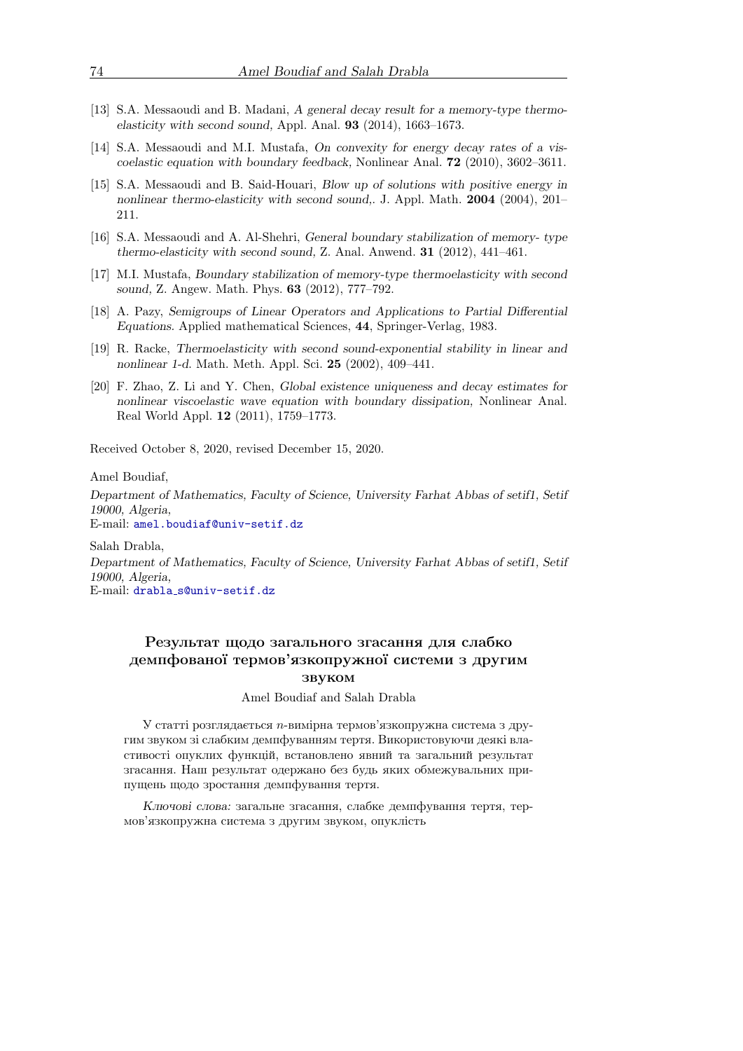[13] S.A. Messaoudi and B. Madani, *A general decay result for a memory-type thermoelasticity with second sound,* Appl. Anal. **93** (2014), 1663–1673.

[14] S.A. Messaoudi and M.I. Mustafa, *On convexity for energy decay rates of a viscoelastic equation with boundary feedback,* Nonlinear Anal. **72** (2010), 3602–3611.

[15] S.A. Messaoudi and B. Said-Houari, *Blow up of solutions with positive energy in nonlinear thermo-elasticity with second sound,*. J. Appl. Math. **2004** (2004), 201–211.

[16] S.A. Messaoudi and A. Al-Shehri, *General boundary stabilization of memory- type thermo-elasticity with second sound,* Z. Anal. Anwend. **31** (2012), 441–461.

[17] M.I. Mustafa, *Boundary stabilization of memory-type thermoelasticity with second sound,* Z. Angew. Math. Phys. **63** (2012), 777–792.

[18] A. Pazy, *Semigroups of Linear Operators and Applications to Partial Differential Equations.* Applied mathematical Sciences, **44**, Springer-Verlag, 1983.

[19] R. Racke, *Thermoelasticity with second sound-exponential stability in linear and nonlinear 1-d.* Math. Meth. Appl. Sci. **25** (2002), 409–441.

[20] F. Zhao, Z. Li and Y. Chen, *Global existence uniqueness and decay estimates for nonlinear viscoelastic wave equation with boundary dissipation,* Nonlinear Anal. Real World Appl. **12** (2011), 1759–1773.

Received October 8, 2020, revised December 15, 2020.

Amel Boudiaf,

*Department of Mathematics, Faculty of Science, University Farhat Abbas of setif1, Setif 19000, Algeria,*

E-mail: amel.boudiaf@univ-setif.dz

Salah Drabla,

*Department of Mathematics, Faculty of Science, University Farhat Abbas of setif1, Setif 19000, Algeria,*

E-mail: drabla_s@univ-setif.dz

## Результат щодо загального згасання для слабко демпфованої термов'язкопружної системи з другим звуком

Amel Boudiaf and Salah Drabla

У статті розглядається $n$-вимірна термов'язкопружна система з другим звуком зі слабким демпфуванням тертя. Використовуючи деякі властивості опуклих функцій, встановлено явний та загальний результат згасання. Наш результат одержано без будь яких обмежувальних припущень щодо зростання демпфування тертя.

*Ключові слова:* загальне згасання, слабке демпфування тертя, термов'язкопружна система з другим звуком, опуклість